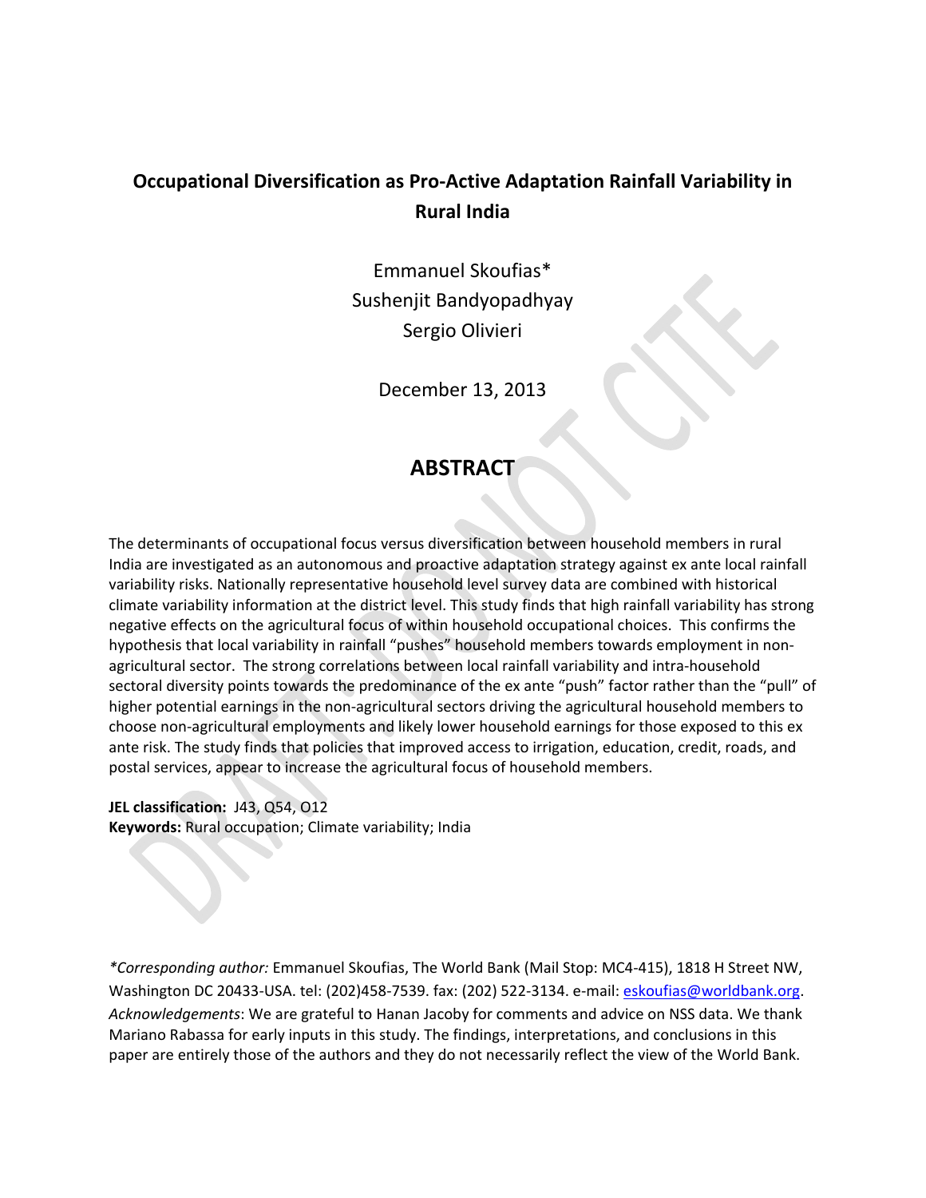# Occupational Diversification as Pro-Active Adaptation Rainfall Variability in Rural India

Emmanuel Skoufias*
Sushenjit Bandyopadhyay
Sergio Olivieri

December 13, 2013

## ABSTRACT

The determinants of occupational focus versus diversification between household members in rural India are investigated as an autonomous and proactive adaptation strategy against ex ante local rainfall variability risks. Nationally representative household level survey data are combined with historical climate variability information at the district level. This study finds that high rainfall variability has strong negative effects on the agricultural focus of within household occupational choices. This confirms the hypothesis that local variability in rainfall "pushes" household members towards employment in non-agricultural sector. The strong correlations between local rainfall variability and intra-household sectoral diversity points towards the predominance of the ex ante "push" factor rather than the "pull" of higher potential earnings in the non-agricultural sectors driving the agricultural household members to choose non-agricultural employments and likely lower household earnings for those exposed to this ex ante risk. The study finds that policies that improved access to irrigation, education, credit, roads, and postal services, appear to increase the agricultural focus of household members.

**JEL classification:** J43, Q54, O12
**Keywords:** Rural occupation; Climate variability; India

*\*Corresponding author:* Emmanuel Skoufias, The World Bank (Mail Stop: MC4-415), 1818 H Street NW, Washington DC 20433-USA. tel: (202)458-7539. fax: (202) 522-3134. e-mail: eskoufias@worldbank.org.
*Acknowledgements*: We are grateful to Hanan Jacoby for comments and advice on NSS data. We thank Mariano Rabassa for early inputs in this study. The findings, interpretations, and conclusions in this paper are entirely those of the authors and they do not necessarily reflect the view of the World Bank.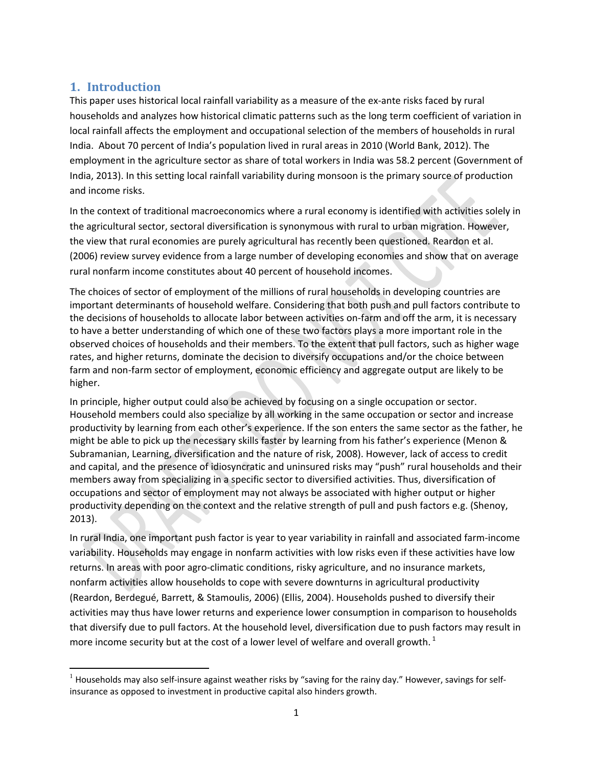## 1. Introduction

This paper uses historical local rainfall variability as a measure of the ex-ante risks faced by rural households and analyzes how historical climatic patterns such as the long term coefficient of variation in local rainfall affects the employment and occupational selection of the members of households in rural India. About 70 percent of India's population lived in rural areas in 2010 (World Bank, 2012). The employment in the agriculture sector as share of total workers in India was 58.2 percent (Government of India, 2013). In this setting local rainfall variability during monsoon is the primary source of production and income risks.

In the context of traditional macroeconomics where a rural economy is identified with activities solely in the agricultural sector, sectoral diversification is synonymous with rural to urban migration. However, the view that rural economies are purely agricultural has recently been questioned. Reardon et al. (2006) review survey evidence from a large number of developing economies and show that on average rural nonfarm income constitutes about 40 percent of household incomes.

The choices of sector of employment of the millions of rural households in developing countries are important determinants of household welfare. Considering that both push and pull factors contribute to the decisions of households to allocate labor between activities on-farm and off the arm, it is necessary to have a better understanding of which one of these two factors plays a more important role in the observed choices of households and their members. To the extent that pull factors, such as higher wage rates, and higher returns, dominate the decision to diversify occupations and/or the choice between farm and non-farm sector of employment, economic efficiency and aggregate output are likely to be higher.

In principle, higher output could also be achieved by focusing on a single occupation or sector. Household members could also specialize by all working in the same occupation or sector and increase productivity by learning from each other's experience. If the son enters the same sector as the father, he might be able to pick up the necessary skills faster by learning from his father's experience (Menon & Subramanian, Learning, diversification and the nature of risk, 2008). However, lack of access to credit and capital, and the presence of idiosyncratic and uninsured risks may "push" rural households and their members away from specializing in a specific sector to diversified activities. Thus, diversification of occupations and sector of employment may not always be associated with higher output or higher productivity depending on the context and the relative strength of pull and push factors e.g. (Shenoy, 2013).

In rural India, one important push factor is year to year variability in rainfall and associated farm-income variability. Households may engage in nonfarm activities with low risks even if these activities have low returns. In areas with poor agro-climatic conditions, risky agriculture, and no insurance markets, nonfarm activities allow households to cope with severe downturns in agricultural productivity (Reardon, Berdegué, Barrett, & Stamoulis, 2006) (Ellis, 2004). Households pushed to diversify their activities may thus have lower returns and experience lower consumption in comparison to households that diversify due to pull factors. At the household level, diversification due to push factors may result in more income security but at the cost of a lower level of welfare and overall growth. [1]

[1] Households may also self-insure against weather risks by "saving for the rainy day." However, savings for self-insurance as opposed to investment in productive capital also hinders growth.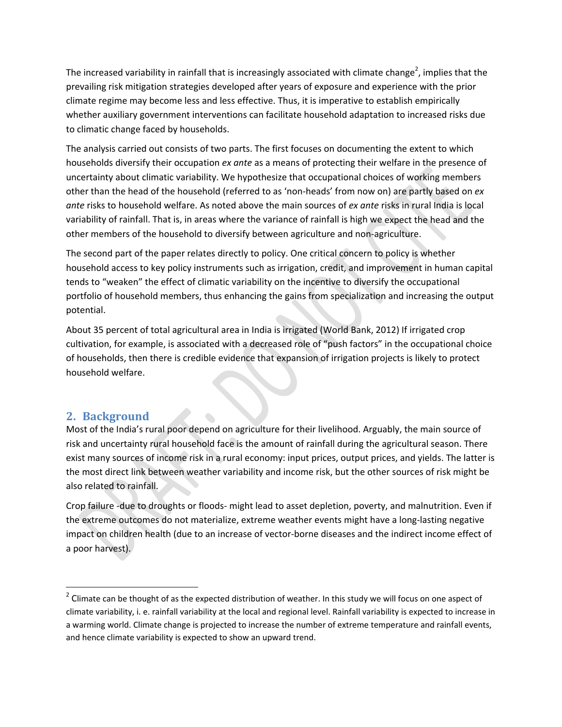The increased variability in rainfall that is increasingly associated with climate change[2], implies that the prevailing risk mitigation strategies developed after years of exposure and experience with the prior climate regime may become less and less effective. Thus, it is imperative to establish empirically whether auxiliary government interventions can facilitate household adaptation to increased risks due to climatic change faced by households.

The analysis carried out consists of two parts. The first focuses on documenting the extent to which households diversify their occupation *ex ante* as a means of protecting their welfare in the presence of uncertainty about climatic variability. We hypothesize that occupational choices of working members other than the head of the household (referred to as 'non-heads' from now on) are partly based on *ex ante* risks to household welfare. As noted above the main sources of *ex ante* risks in rural India is local variability of rainfall. That is, in areas where the variance of rainfall is high we expect the head and the other members of the household to diversify between agriculture and non-agriculture.

The second part of the paper relates directly to policy. One critical concern to policy is whether household access to key policy instruments such as irrigation, credit, and improvement in human capital tends to "weaken" the effect of climatic variability on the incentive to diversify the occupational portfolio of household members, thus enhancing the gains from specialization and increasing the output potential.

About 35 percent of total agricultural area in India is irrigated (World Bank, 2012) If irrigated crop cultivation, for example, is associated with a decreased role of "push factors" in the occupational choice of households, then there is credible evidence that expansion of irrigation projects is likely to protect household welfare.

## 2. Background

Most of the India's rural poor depend on agriculture for their livelihood. Arguably, the main source of risk and uncertainty rural household face is the amount of rainfall during the agricultural season. There exist many sources of income risk in a rural economy: input prices, output prices, and yields. The latter is the most direct link between weather variability and income risk, but the other sources of risk might be also related to rainfall.

Crop failure -due to droughts or floods- might lead to asset depletion, poverty, and malnutrition. Even if the extreme outcomes do not materialize, extreme weather events might have a long-lasting negative impact on children health (due to an increase of vector-borne diseases and the indirect income effect of a poor harvest).

[2] Climate can be thought of as the expected distribution of weather. In this study we will focus on one aspect of climate variability, i. e. rainfall variability at the local and regional level. Rainfall variability is expected to increase in a warming world. Climate change is projected to increase the number of extreme temperature and rainfall events, and hence climate variability is expected to show an upward trend.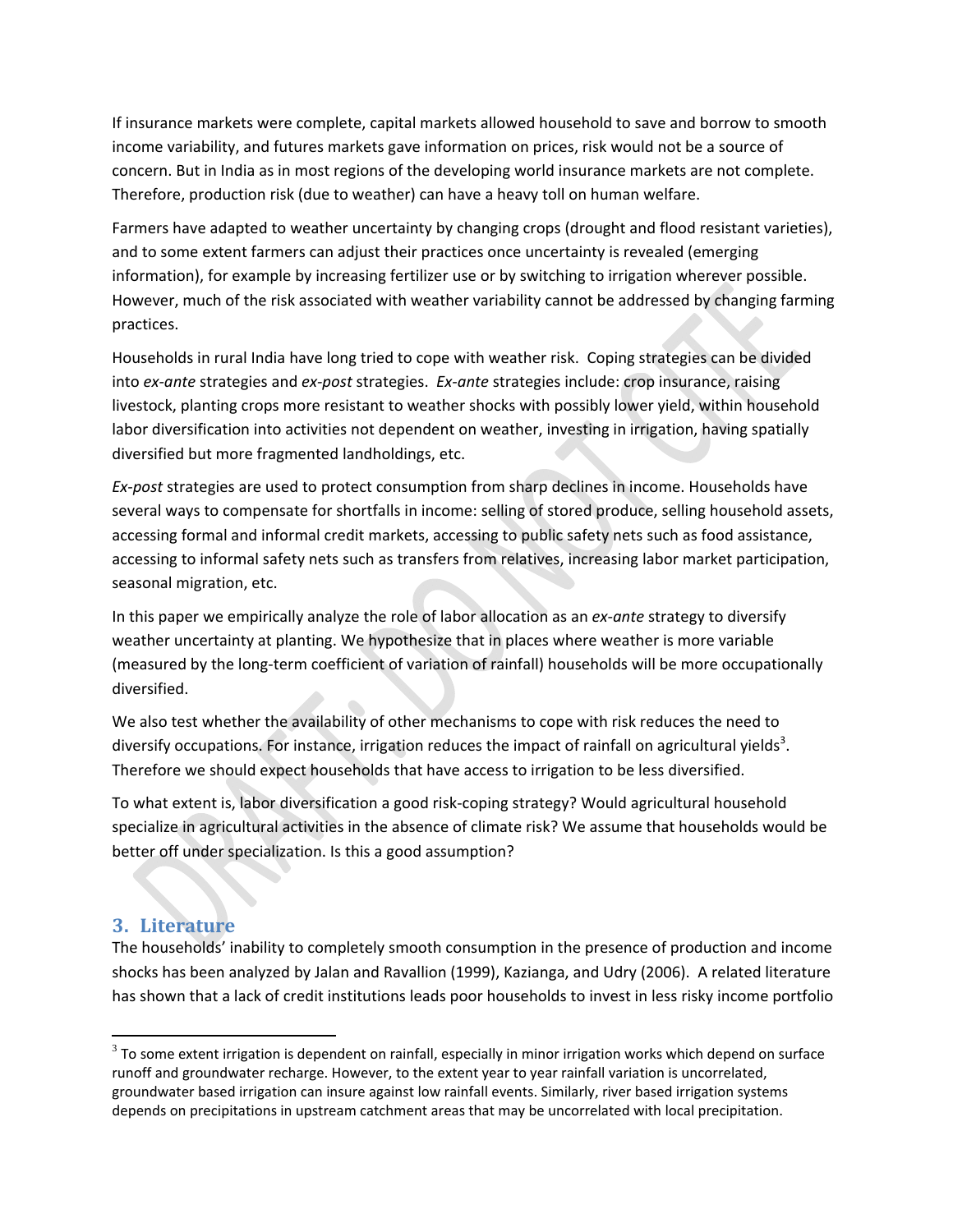If insurance markets were complete, capital markets allowed household to save and borrow to smooth income variability, and futures markets gave information on prices, risk would not be a source of concern. But in India as in most regions of the developing world insurance markets are not complete. Therefore, production risk (due to weather) can have a heavy toll on human welfare.

Farmers have adapted to weather uncertainty by changing crops (drought and flood resistant varieties), and to some extent farmers can adjust their practices once uncertainty is revealed (emerging information), for example by increasing fertilizer use or by switching to irrigation wherever possible. However, much of the risk associated with weather variability cannot be addressed by changing farming practices.

Households in rural India have long tried to cope with weather risk. Coping strategies can be divided into *ex-ante* strategies and *ex-post* strategies. *Ex-ante* strategies include: crop insurance, raising livestock, planting crops more resistant to weather shocks with possibly lower yield, within household labor diversification into activities not dependent on weather, investing in irrigation, having spatially diversified but more fragmented landholdings, etc.

*Ex-post* strategies are used to protect consumption from sharp declines in income. Households have several ways to compensate for shortfalls in income: selling of stored produce, selling household assets, accessing formal and informal credit markets, accessing to public safety nets such as food assistance, accessing to informal safety nets such as transfers from relatives, increasing labor market participation, seasonal migration, etc.

In this paper we empirically analyze the role of labor allocation as an *ex-ante* strategy to diversify weather uncertainty at planting. We hypothesize that in places where weather is more variable (measured by the long-term coefficient of variation of rainfall) households will be more occupationally diversified.

We also test whether the availability of other mechanisms to cope with risk reduces the need to diversify occupations. For instance, irrigation reduces the impact of rainfall on agricultural yields[3]. Therefore we should expect households that have access to irrigation to be less diversified.

To what extent is, labor diversification a good risk-coping strategy? Would agricultural household specialize in agricultural activities in the absence of climate risk? We assume that households would be better off under specialization. Is this a good assumption?

## 3. Literature

The households' inability to completely smooth consumption in the presence of production and income shocks has been analyzed by Jalan and Ravallion (1999), Kazianga, and Udry (2006). A related literature has shown that a lack of credit institutions leads poor households to invest in less risky income portfolio

[3] To some extent irrigation is dependent on rainfall, especially in minor irrigation works which depend on surface runoff and groundwater recharge. However, to the extent year to year rainfall variation is uncorrelated, groundwater based irrigation can insure against low rainfall events. Similarly, river based irrigation systems depends on precipitations in upstream catchment areas that may be uncorrelated with local precipitation.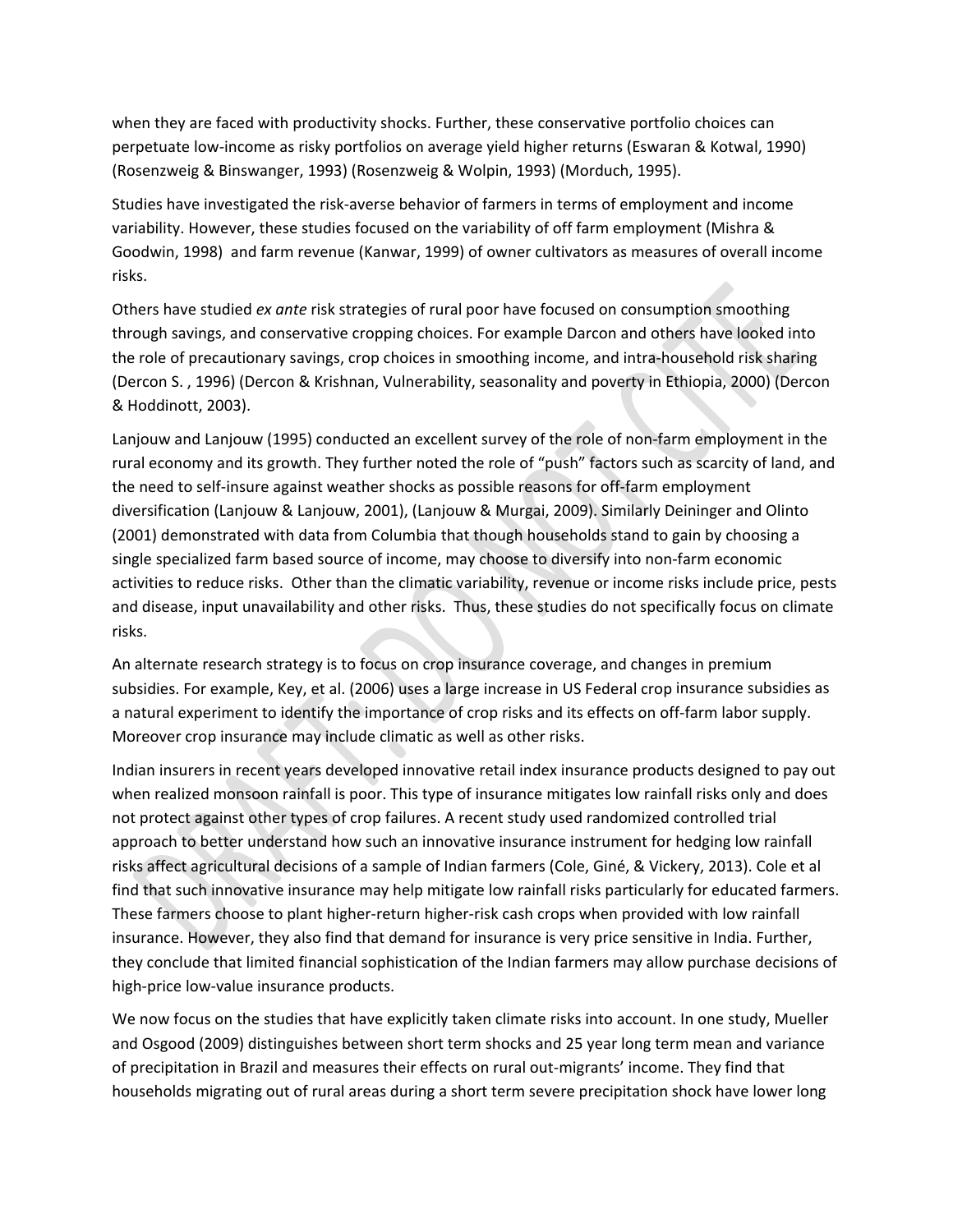when they are faced with productivity shocks. Further, these conservative portfolio choices can perpetuate low-income as risky portfolios on average yield higher returns (Eswaran & Kotwal, 1990) (Rosenzweig & Binswanger, 1993) (Rosenzweig & Wolpin, 1993) (Morduch, 1995).

Studies have investigated the risk-averse behavior of farmers in terms of employment and income variability. However, these studies focused on the variability of off farm employment (Mishra & Goodwin, 1998) and farm revenue (Kanwar, 1999) of owner cultivators as measures of overall income risks.

Others have studied *ex ante* risk strategies of rural poor have focused on consumption smoothing through savings, and conservative cropping choices. For example Darcon and others have looked into the role of precautionary savings, crop choices in smoothing income, and intra-household risk sharing (Dercon S. , 1996) (Dercon & Krishnan, Vulnerability, seasonality and poverty in Ethiopia, 2000) (Dercon & Hoddinott, 2003).

Lanjouw and Lanjouw (1995) conducted an excellent survey of the role of non-farm employment in the rural economy and its growth. They further noted the role of "push" factors such as scarcity of land, and the need to self-insure against weather shocks as possible reasons for off-farm employment diversification (Lanjouw & Lanjouw, 2001), (Lanjouw & Murgai, 2009). Similarly Deininger and Olinto (2001) demonstrated with data from Columbia that though households stand to gain by choosing a single specialized farm based source of income, may choose to diversify into non-farm economic activities to reduce risks. Other than the climatic variability, revenue or income risks include price, pests and disease, input unavailability and other risks. Thus, these studies do not specifically focus on climate risks.

An alternate research strategy is to focus on crop insurance coverage, and changes in premium subsidies. For example, Key, et al. (2006) uses a large increase in US Federal crop insurance subsidies as a natural experiment to identify the importance of crop risks and its effects on off-farm labor supply. Moreover crop insurance may include climatic as well as other risks.

Indian insurers in recent years developed innovative retail index insurance products designed to pay out when realized monsoon rainfall is poor. This type of insurance mitigates low rainfall risks only and does not protect against other types of crop failures. A recent study used randomized controlled trial approach to better understand how such an innovative insurance instrument for hedging low rainfall risks affect agricultural decisions of a sample of Indian farmers (Cole, Giné, & Vickery, 2013). Cole et al find that such innovative insurance may help mitigate low rainfall risks particularly for educated farmers. These farmers choose to plant higher-return higher-risk cash crops when provided with low rainfall insurance. However, they also find that demand for insurance is very price sensitive in India. Further, they conclude that limited financial sophistication of the Indian farmers may allow purchase decisions of high-price low-value insurance products.

We now focus on the studies that have explicitly taken climate risks into account. In one study, Mueller and Osgood (2009) distinguishes between short term shocks and 25 year long term mean and variance of precipitation in Brazil and measures their effects on rural out-migrants' income. They find that households migrating out of rural areas during a short term severe precipitation shock have lower long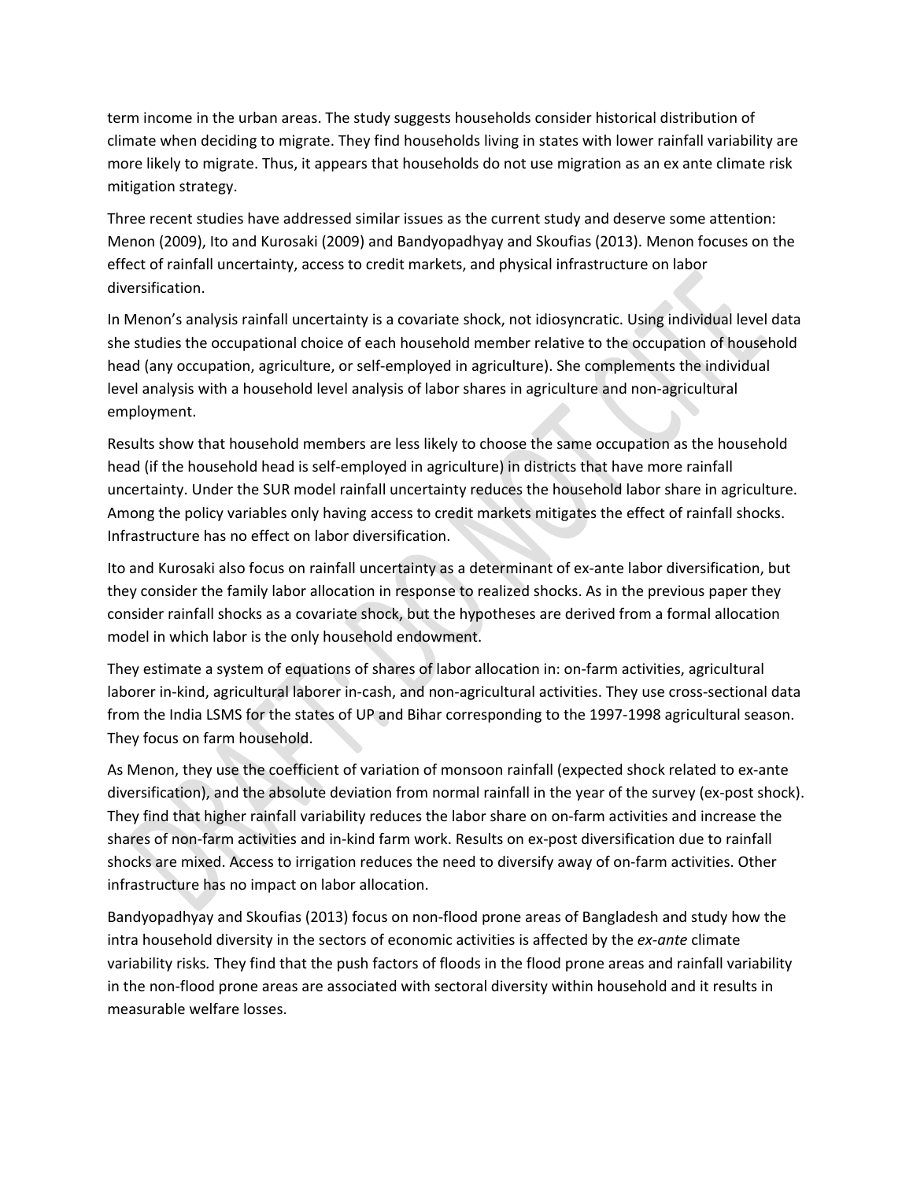term income in the urban areas. The study suggests households consider historical distribution of climate when deciding to migrate. They find households living in states with lower rainfall variability are more likely to migrate. Thus, it appears that households do not use migration as an ex ante climate risk mitigation strategy.

Three recent studies have addressed similar issues as the current study and deserve some attention: Menon (2009), Ito and Kurosaki (2009) and Bandyopadhyay and Skoufias (2013). Menon focuses on the effect of rainfall uncertainty, access to credit markets, and physical infrastructure on labor diversification.

In Menon's analysis rainfall uncertainty is a covariate shock, not idiosyncratic. Using individual level data she studies the occupational choice of each household member relative to the occupation of household head (any occupation, agriculture, or self-employed in agriculture). She complements the individual level analysis with a household level analysis of labor shares in agriculture and non-agricultural employment.

Results show that household members are less likely to choose the same occupation as the household head (if the household head is self-employed in agriculture) in districts that have more rainfall uncertainty. Under the SUR model rainfall uncertainty reduces the household labor share in agriculture. Among the policy variables only having access to credit markets mitigates the effect of rainfall shocks. Infrastructure has no effect on labor diversification.

Ito and Kurosaki also focus on rainfall uncertainty as a determinant of ex-ante labor diversification, but they consider the family labor allocation in response to realized shocks. As in the previous paper they consider rainfall shocks as a covariate shock, but the hypotheses are derived from a formal allocation model in which labor is the only household endowment.

They estimate a system of equations of shares of labor allocation in: on-farm activities, agricultural laborer in-kind, agricultural laborer in-cash, and non-agricultural activities. They use cross-sectional data from the India LSMS for the states of UP and Bihar corresponding to the 1997-1998 agricultural season. They focus on farm household.

As Menon, they use the coefficient of variation of monsoon rainfall (expected shock related to ex-ante diversification), and the absolute deviation from normal rainfall in the year of the survey (ex-post shock). They find that higher rainfall variability reduces the labor share on on-farm activities and increase the shares of non-farm activities and in-kind farm work. Results on ex-post diversification due to rainfall shocks are mixed. Access to irrigation reduces the need to diversify away of on-farm activities. Other infrastructure has no impact on labor allocation.

Bandyopadhyay and Skoufias (2013) focus on non-flood prone areas of Bangladesh and study how the intra household diversity in the sectors of economic activities is affected by the *ex-ante* climate variability risks. They find that the push factors of floods in the flood prone areas and rainfall variability in the non-flood prone areas are associated with sectoral diversity within household and it results in measurable welfare losses.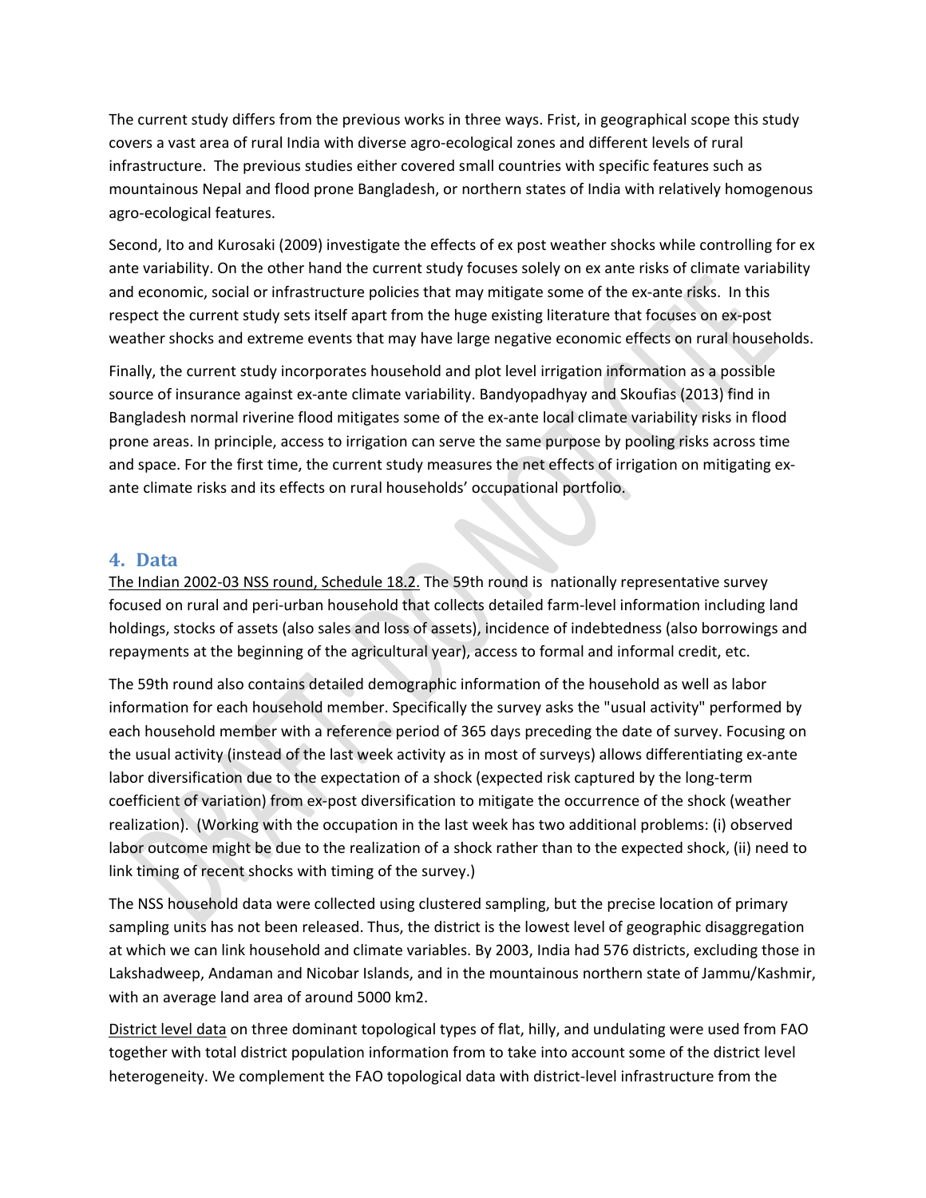The current study differs from the previous works in three ways. Frist, in geographical scope this study covers a vast area of rural India with diverse agro-ecological zones and different levels of rural infrastructure. The previous studies either covered small countries with specific features such as mountainous Nepal and flood prone Bangladesh, or northern states of India with relatively homogenous agro-ecological features.

Second, Ito and Kurosaki (2009) investigate the effects of ex post weather shocks while controlling for ex ante variability. On the other hand the current study focuses solely on ex ante risks of climate variability and economic, social or infrastructure policies that may mitigate some of the ex-ante risks. In this respect the current study sets itself apart from the huge existing literature that focuses on ex-post weather shocks and extreme events that may have large negative economic effects on rural households.

Finally, the current study incorporates household and plot level irrigation information as a possible source of insurance against ex-ante climate variability. Bandyopadhyay and Skoufias (2013) find in Bangladesh normal riverine flood mitigates some of the ex-ante local climate variability risks in flood prone areas. In principle, access to irrigation can serve the same purpose by pooling risks across time and space. For the first time, the current study measures the net effects of irrigation on mitigating ex-ante climate risks and its effects on rural households' occupational portfolio.

## 4. Data

The Indian 2002-03 NSS round, Schedule 18.2. The 59th round is nationally representative survey focused on rural and peri-urban household that collects detailed farm-level information including land holdings, stocks of assets (also sales and loss of assets), incidence of indebtedness (also borrowings and repayments at the beginning of the agricultural year), access to formal and informal credit, etc.

The 59th round also contains detailed demographic information of the household as well as labor information for each household member. Specifically the survey asks the "usual activity" performed by each household member with a reference period of 365 days preceding the date of survey. Focusing on the usual activity (instead of the last week activity as in most of surveys) allows differentiating ex-ante labor diversification due to the expectation of a shock (expected risk captured by the long-term coefficient of variation) from ex-post diversification to mitigate the occurrence of the shock (weather realization). (Working with the occupation in the last week has two additional problems: (i) observed labor outcome might be due to the realization of a shock rather than to the expected shock, (ii) need to link timing of recent shocks with timing of the survey.)

The NSS household data were collected using clustered sampling, but the precise location of primary sampling units has not been released. Thus, the district is the lowest level of geographic disaggregation at which we can link household and climate variables. By 2003, India had 576 districts, excluding those in Lakshadweep, Andaman and Nicobar Islands, and in the mountainous northern state of Jammu/Kashmir, with an average land area of around 5000 km2.

District level data on three dominant topological types of flat, hilly, and undulating were used from FAO together with total district population information from to take into account some of the district level heterogeneity. We complement the FAO topological data with district-level infrastructure from the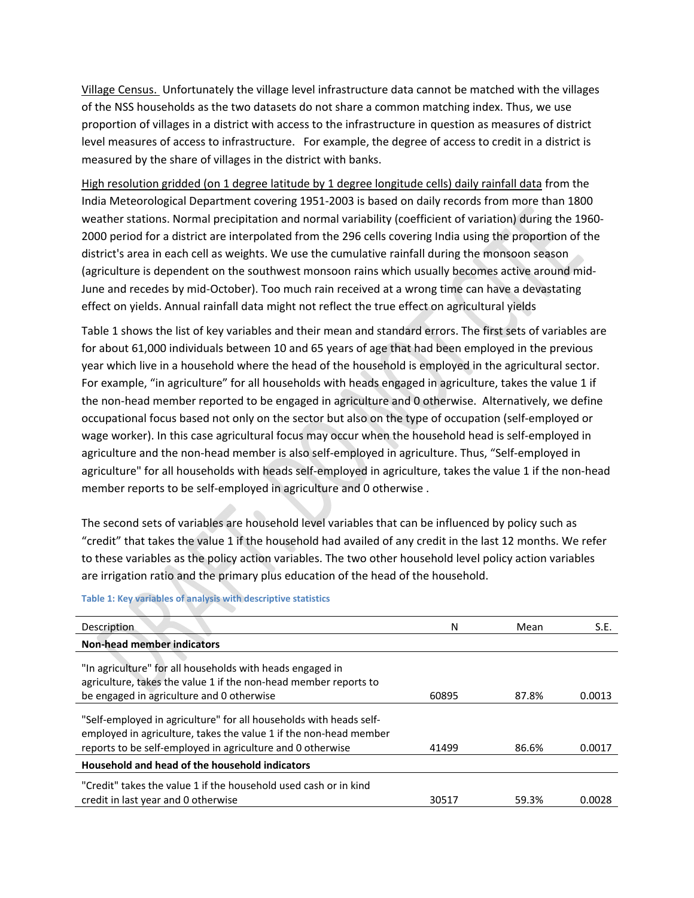Village Census. Unfortunately the village level infrastructure data cannot be matched with the villages of the NSS households as the two datasets do not share a common matching index. Thus, we use proportion of villages in a district with access to the infrastructure in question as measures of district level measures of access to infrastructure. For example, the degree of access to credit in a district is measured by the share of villages in the district with banks.

High resolution gridded (on 1 degree latitude by 1 degree longitude cells) daily rainfall data from the India Meteorological Department covering 1951-2003 is based on daily records from more than 1800 weather stations. Normal precipitation and normal variability (coefficient of variation) during the 1960-2000 period for a district are interpolated from the 296 cells covering India using the proportion of the district's area in each cell as weights. We use the cumulative rainfall during the monsoon season (agriculture is dependent on the southwest monsoon rains which usually becomes active around mid-June and recedes by mid-October). Too much rain received at a wrong time can have a devastating effect on yields. Annual rainfall data might not reflect the true effect on agricultural yields

Table 1 shows the list of key variables and their mean and standard errors. The first sets of variables are for about 61,000 individuals between 10 and 65 years of age that had been employed in the previous year which live in a household where the head of the household is employed in the agricultural sector. For example, "in agriculture" for all households with heads engaged in agriculture, takes the value 1 if the non-head member reported to be engaged in agriculture and 0 otherwise. Alternatively, we define occupational focus based not only on the sector but also on the type of occupation (self-employed or wage worker). In this case agricultural focus may occur when the household head is self-employed in agriculture and the non-head member is also self-employed in agriculture. Thus, "Self-employed in agriculture" for all households with heads self-employed in agriculture, takes the value 1 if the non-head member reports to be self-employed in agriculture and 0 otherwise .

The second sets of variables are household level variables that can be influenced by policy such as "credit" that takes the value 1 if the household had availed of any credit in the last 12 months. We refer to these variables as the policy action variables. The two other household level policy action variables are irrigation ratio and the primary plus education of the head of the household.

**Table 1: Key variables of analysis with descriptive statistics**

| Description | N | Mean | S.E. |
|---|---|---|---|
| **Non-head member indicators** | | | |
| "In agriculture" for all households with heads engaged in agriculture, takes the value 1 if the non-head member reports to be engaged in agriculture and 0 otherwise | 60895 | 87.8% | 0.0013 |
| "Self-employed in agriculture" for all households with heads self-employed in agriculture, takes the value 1 if the non-head member reports to be self-employed in agriculture and 0 otherwise | 41499 | 86.6% | 0.0017 |
| **Household and head of the household indicators** | | | |
| "Credit" takes the value 1 if the household used cash or in kind credit in last year and 0 otherwise | 30517 | 59.3% | 0.0028 |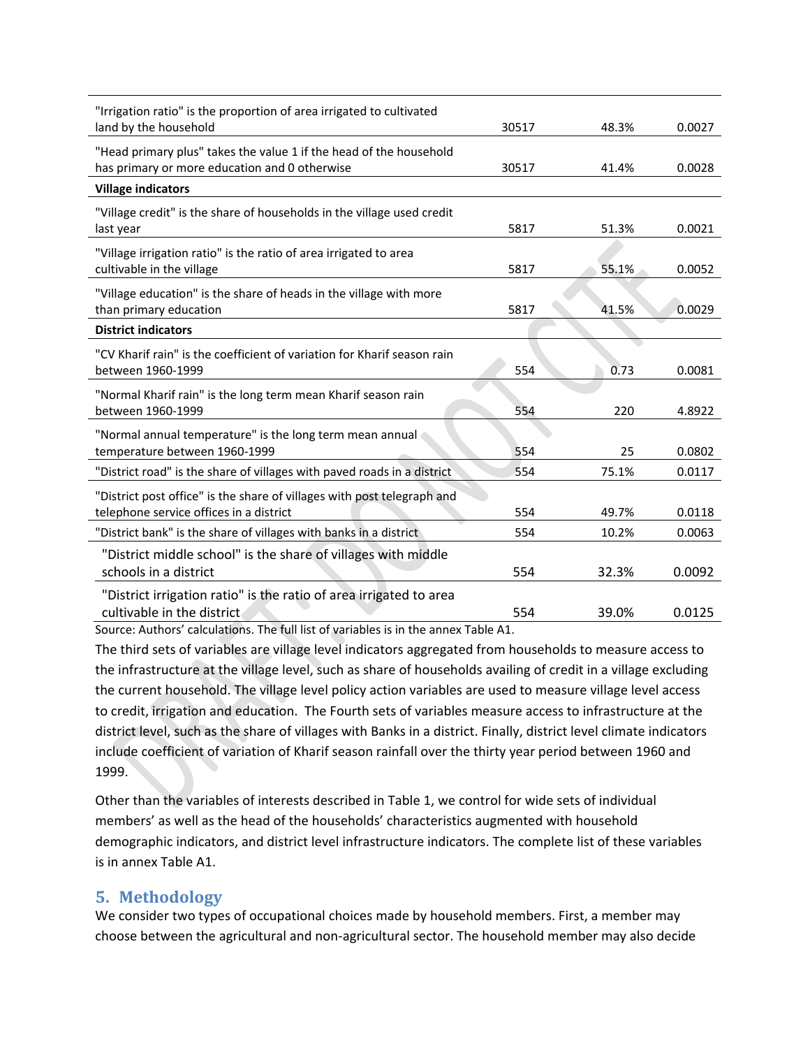| | | | |
|---|---|---|---|
| "Irrigation ratio" is the proportion of area irrigated to cultivated land by the household | 30517 | 48.3% | 0.0027 |
| "Head primary plus" takes the value 1 if the head of the household has primary or more education and 0 otherwise | 30517 | 41.4% | 0.0028 |
| **Village indicators** | | | |
| "Village credit" is the share of households in the village used credit last year | 5817 | 51.3% | 0.0021 |
| "Village irrigation ratio" is the ratio of area irrigated to area cultivable in the village | 5817 | 55.1% | 0.0052 |
| "Village education" is the share of heads in the village with more than primary education | 5817 | 41.5% | 0.0029 |
| **District indicators** | | | |
| "CV Kharif rain" is the coefficient of variation for Kharif season rain between 1960-1999 | 554 | 0.73 | 0.0081 |
| "Normal Kharif rain" is the long term mean Kharif season rain between 1960-1999 | 554 | 220 | 4.8922 |
| "Normal annual temperature" is the long term mean annual temperature between 1960-1999 | 554 | 25 | 0.0802 |
| "District road" is the share of villages with paved roads in a district | 554 | 75.1% | 0.0117 |
| "District post office" is the share of villages with post telegraph and telephone service offices in a district | 554 | 49.7% | 0.0118 |
| "District bank" is the share of villages with banks in a district | 554 | 10.2% | 0.0063 |
| "District middle school" is the share of villages with middle schools in a district | 554 | 32.3% | 0.0092 |
| "District irrigation ratio" is the ratio of area irrigated to area cultivable in the district | 554 | 39.0% | 0.0125 |

Source: Authors' calculations. The full list of variables is in the annex Table A1.

The third sets of variables are village level indicators aggregated from households to measure access to the infrastructure at the village level, such as share of households availing of credit in a village excluding the current household. The village level policy action variables are used to measure village level access to credit, irrigation and education. The Fourth sets of variables measure access to infrastructure at the district level, such as the share of villages with Banks in a district. Finally, district level climate indicators include coefficient of variation of Kharif season rainfall over the thirty year period between 1960 and 1999.

Other than the variables of interests described in Table 1, we control for wide sets of individual members' as well as the head of the households' characteristics augmented with household demographic indicators, and district level infrastructure indicators. The complete list of these variables is in annex Table A1.

## 5. Methodology

We consider two types of occupational choices made by household members. First, a member may choose between the agricultural and non-agricultural sector. The household member may also decide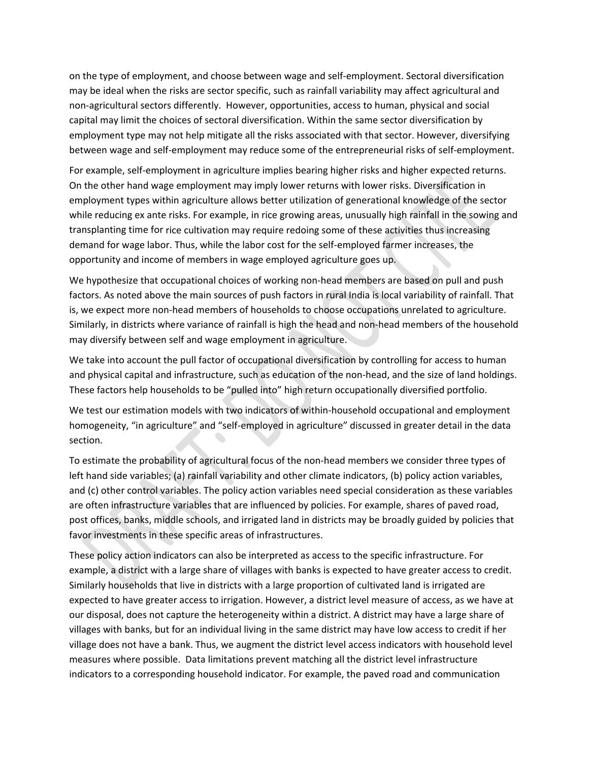on the type of employment, and choose between wage and self-employment. Sectoral diversification may be ideal when the risks are sector specific, such as rainfall variability may affect agricultural and non-agricultural sectors differently. However, opportunities, access to human, physical and social capital may limit the choices of sectoral diversification. Within the same sector diversification by employment type may not help mitigate all the risks associated with that sector. However, diversifying between wage and self-employment may reduce some of the entrepreneurial risks of self-employment.

For example, self-employment in agriculture implies bearing higher risks and higher expected returns. On the other hand wage employment may imply lower returns with lower risks. Diversification in employment types within agriculture allows better utilization of generational knowledge of the sector while reducing ex ante risks. For example, in rice growing areas, unusually high rainfall in the sowing and transplanting time for rice cultivation may require redoing some of these activities thus increasing demand for wage labor. Thus, while the labor cost for the self-employed farmer increases, the opportunity and income of members in wage employed agriculture goes up.

We hypothesize that occupational choices of working non-head members are based on pull and push factors. As noted above the main sources of push factors in rural India is local variability of rainfall. That is, we expect more non-head members of households to choose occupations unrelated to agriculture. Similarly, in districts where variance of rainfall is high the head and non-head members of the household may diversify between self and wage employment in agriculture.

We take into account the pull factor of occupational diversification by controlling for access to human and physical capital and infrastructure, such as education of the non-head, and the size of land holdings. These factors help households to be "pulled into" high return occupationally diversified portfolio.

We test our estimation models with two indicators of within-household occupational and employment homogeneity, "in agriculture" and "self-employed in agriculture" discussed in greater detail in the data section.

To estimate the probability of agricultural focus of the non-head members we consider three types of left hand side variables; (a) rainfall variability and other climate indicators, (b) policy action variables, and (c) other control variables. The policy action variables need special consideration as these variables are often infrastructure variables that are influenced by policies. For example, shares of paved road, post offices, banks, middle schools, and irrigated land in districts may be broadly guided by policies that favor investments in these specific areas of infrastructures.

These policy action indicators can also be interpreted as access to the specific infrastructure. For example, a district with a large share of villages with banks is expected to have greater access to credit. Similarly households that live in districts with a large proportion of cultivated land is irrigated are expected to have greater access to irrigation. However, a district level measure of access, as we have at our disposal, does not capture the heterogeneity within a district. A district may have a large share of villages with banks, but for an individual living in the same district may have low access to credit if her village does not have a bank. Thus, we augment the district level access indicators with household level measures where possible. Data limitations prevent matching all the district level infrastructure indicators to a corresponding household indicator. For example, the paved road and communication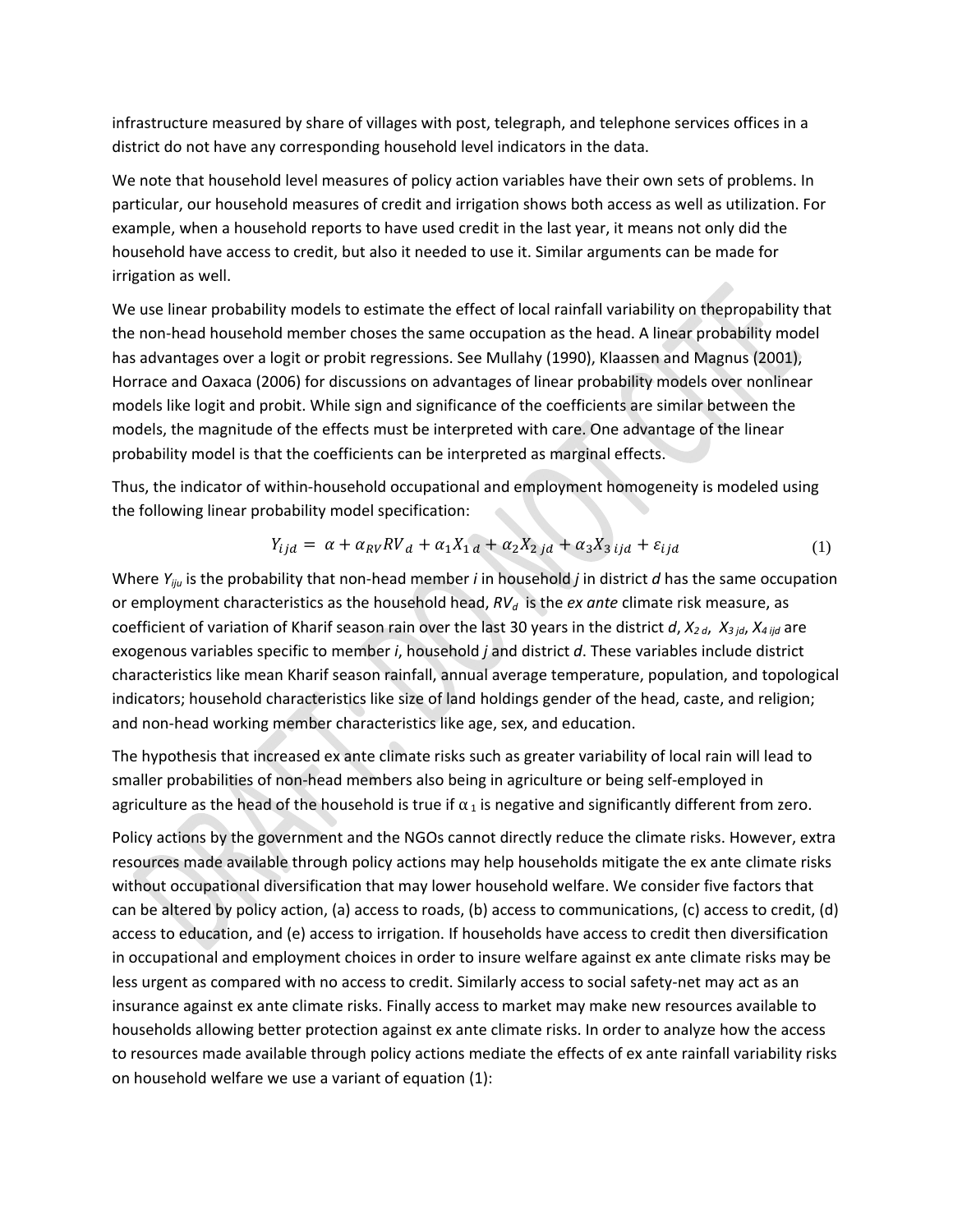infrastructure measured by share of villages with post, telegraph, and telephone services offices in a district do not have any corresponding household level indicators in the data.

We note that household level measures of policy action variables have their own sets of problems. In particular, our household measures of credit and irrigation shows both access as well as utilization. For example, when a household reports to have used credit in the last year, it means not only did the household have access to credit, but also it needed to use it. Similar arguments can be made for irrigation as well.

We use linear probability models to estimate the effect of local rainfall variability on thepropability that the non-head household member choses the same occupation as the head. A linear probability model has advantages over a logit or probit regressions. See Mullahy (1990), Klaassen and Magnus (2001), Horrace and Oaxaca (2006) for discussions on advantages of linear probability models over nonlinear models like logit and probit. While sign and significance of the coefficients are similar between the models, the magnitude of the effects must be interpreted with care. One advantage of the linear probability model is that the coefficients can be interpreted as marginal effects.

Thus, the indicator of within-household occupational and employment homogeneity is modeled using the following linear probability model specification:

$$Y_{ijd} = \alpha + \alpha_{RV} RV_d + \alpha_1 X_{1\,d} + \alpha_2 X_{2\,jd} + \alpha_3 X_{3\,ijd} + \varepsilon_{ijd} \tag{1}$$

Where $Y_{iju}$ is the probability that non-head member *i* in household *j* in district *d* has the same occupation or employment characteristics as the household head, $RV_d$ is the *ex ante* climate risk measure, as coefficient of variation of Kharif season rain over the last 30 years in the district *d*, $X_{2\,d}$, $X_{3\,jd}$, $X_{4\,ijd}$ are exogenous variables specific to member *i*, household *j* and district *d*. These variables include district characteristics like mean Kharif season rainfall, annual average temperature, population, and topological indicators; household characteristics like size of land holdings gender of the head, caste, and religion; and non-head working member characteristics like age, sex, and education.

The hypothesis that increased ex ante climate risks such as greater variability of local rain will lead to smaller probabilities of non-head members also being in agriculture or being self-employed in agriculture as the head of the household is true if $\alpha_1$ is negative and significantly different from zero.

Policy actions by the government and the NGOs cannot directly reduce the climate risks. However, extra resources made available through policy actions may help households mitigate the ex ante climate risks without occupational diversification that may lower household welfare. We consider five factors that can be altered by policy action, (a) access to roads, (b) access to communications, (c) access to credit, (d) access to education, and (e) access to irrigation. If households have access to credit then diversification in occupational and employment choices in order to insure welfare against ex ante climate risks may be less urgent as compared with no access to credit. Similarly access to social safety-net may act as an insurance against ex ante climate risks. Finally access to market may make new resources available to households allowing better protection against ex ante climate risks. In order to analyze how the access to resources made available through policy actions mediate the effects of ex ante rainfall variability risks on household welfare we use a variant of equation (1):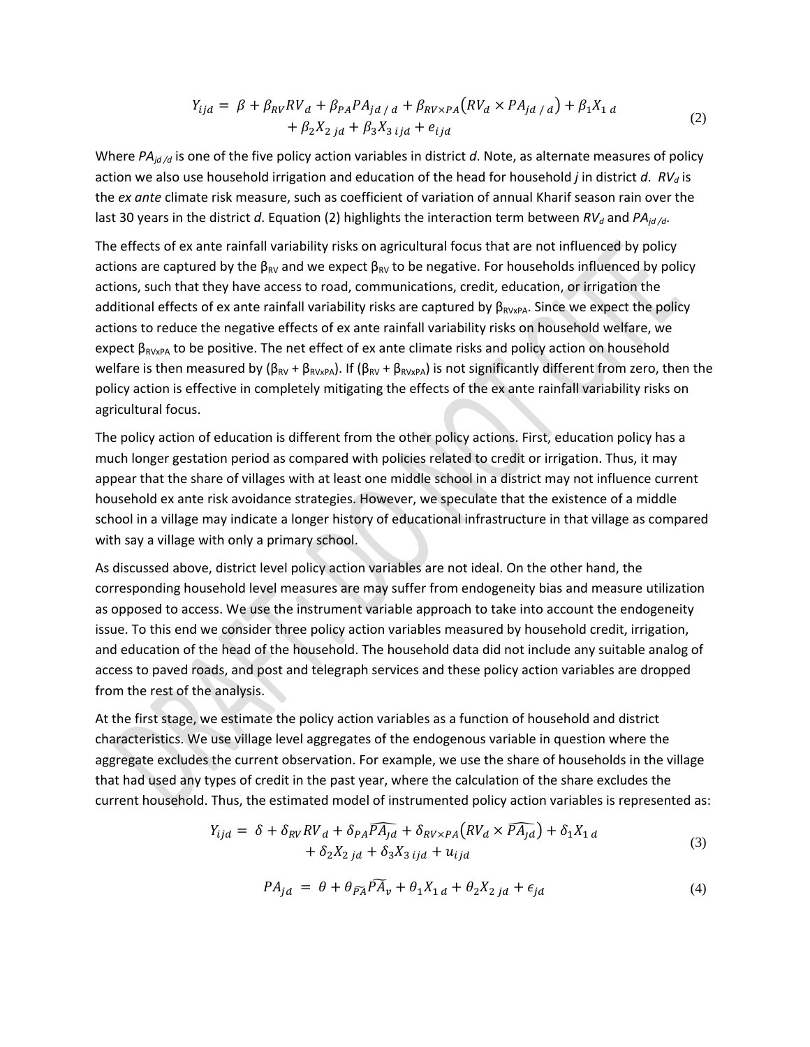$$Y_{ijd} = \beta + \beta_{RV}RV_d + \beta_{PA}PA_{jd\,/\,d} + \beta_{RV\times PA}\left(RV_d \times PA_{jd\,/\,d}\right) + \beta_1 X_{1\,d} + \beta_2 X_{2\,jd} + \beta_3 X_{3\,ijd} + e_{ijd} \tag{2}$$

Where $PA_{jd\,/d}$ is one of the five policy action variables in district *d*. Note, as alternate measures of policy action we also use household irrigation and education of the head for household *j* in district *d*. $RV_d$ is the *ex ante* climate risk measure, such as coefficient of variation of annual Kharif season rain over the last 30 years in the district *d*. Equation (2) highlights the interaction term between $RV_d$ and $PA_{jd\,/d}$.

The effects of ex ante rainfall variability risks on agricultural focus that are not influenced by policy actions are captured by the $\beta_{RV}$ and we expect $\beta_{RV}$ to be negative. For households influenced by policy actions, such that they have access to road, communications, credit, education, or irrigation the additional effects of ex ante rainfall variability risks are captured by $\beta_{RVxPA}$. Since we expect the policy actions to reduce the negative effects of ex ante rainfall variability risks on household welfare, we expect $\beta_{RVxPA}$ to be positive. The net effect of ex ante climate risks and policy action on household welfare is then measured by ($\beta_{RV}$ + $\beta_{RVxPA}$). If ($\beta_{RV}$ + $\beta_{RVxPA}$) is not significantly different from zero, then the policy action is effective in completely mitigating the effects of the ex ante rainfall variability risks on agricultural focus.

The policy action of education is different from the other policy actions. First, education policy has a much longer gestation period as compared with policies related to credit or irrigation. Thus, it may appear that the share of villages with at least one middle school in a district may not influence current household ex ante risk avoidance strategies. However, we speculate that the existence of a middle school in a village may indicate a longer history of educational infrastructure in that village as compared with say a village with only a primary school.

As discussed above, district level policy action variables are not ideal. On the other hand, the corresponding household level measures are may suffer from endogeneity bias and measure utilization as opposed to access. We use the instrument variable approach to take into account the endogeneity issue. To this end we consider three policy action variables measured by household credit, irrigation, and education of the head of the household. The household data did not include any suitable analog of access to paved roads, and post and telegraph services and these policy action variables are dropped from the rest of the analysis.

At the first stage, we estimate the policy action variables as a function of household and district characteristics. We use village level aggregates of the endogenous variable in question where the aggregate excludes the current observation. For example, we use the share of households in the village that had used any types of credit in the past year, where the calculation of the share excludes the current household. Thus, the estimated model of instrumented policy action variables is represented as:

$$Y_{ijd} = \delta + \delta_{RV}RV_d + \delta_{PA}\widehat{PA_{jd}} + \delta_{RV\times PA}\left(RV_d \times \widehat{PA_{jd}}\right) + \delta_1 X_{1\,d} + \delta_2 X_{2\,jd} + \delta_3 X_{3\,ijd} + u_{ijd} \tag{3}$$

$$PA_{jd} = \theta + \theta_{\widetilde{PA}}\widetilde{PA}_v + \theta_1 X_{1\,d} + \theta_2 X_{2\,jd} + \epsilon_{jd} \tag{4}$$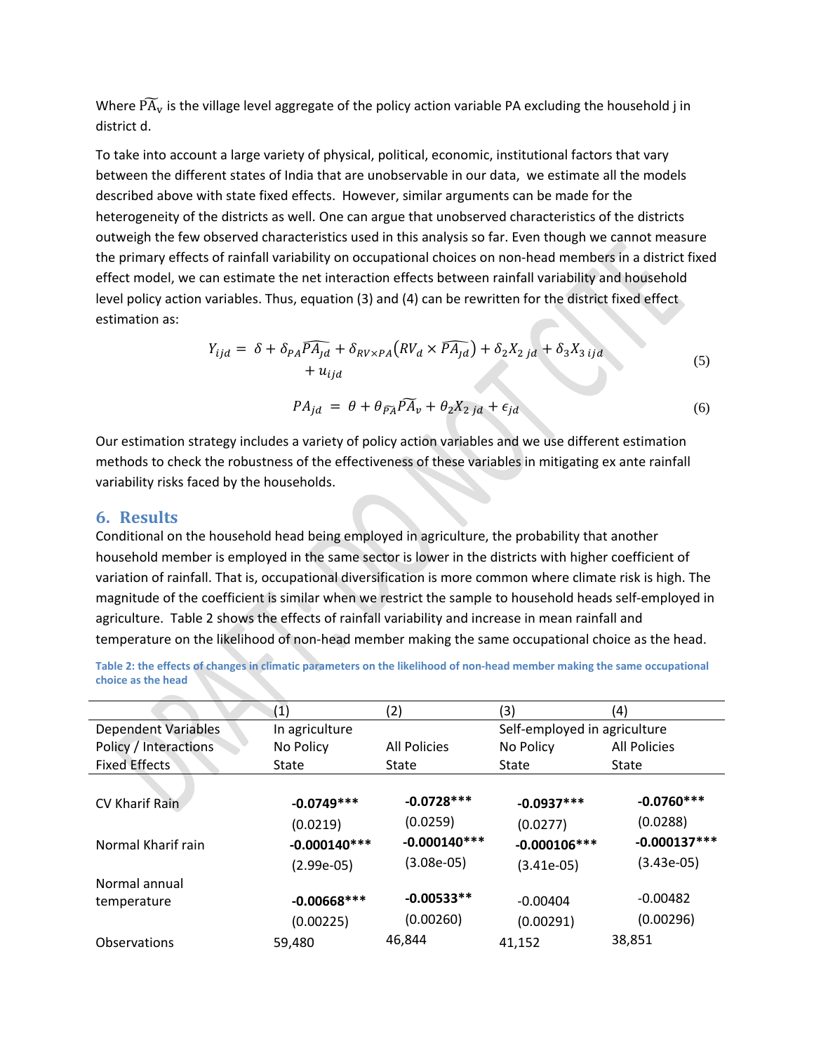Where $\widetilde{PA}_v$ is the village level aggregate of the policy action variable PA excluding the household j in district d.

To take into account a large variety of physical, political, economic, institutional factors that vary between the different states of India that are unobservable in our data, we estimate all the models described above with state fixed effects. However, similar arguments can be made for the heterogeneity of the districts as well. One can argue that unobserved characteristics of the districts outweigh the few observed characteristics used in this analysis so far. Even though we cannot measure the primary effects of rainfall variability on occupational choices on non-head members in a district fixed effect model, we can estimate the net interaction effects between rainfall variability and household level policy action variables. Thus, equation (3) and (4) can be rewritten for the district fixed effect estimation as:

$$Y_{ijd} = \delta + \delta_{PA}\widehat{PA_{jd}} + \delta_{RV\times PA}\left(RV_d \times \widehat{PA_{jd}}\right) + \delta_2 X_{2\,jd} + \delta_3 X_{3\,ijd} + u_{ijd} \tag{5}$$

$$PA_{jd} = \theta + \theta_{\widetilde{PA}}\widetilde{PA}_v + \theta_2 X_{2\,jd} + \epsilon_{jd} \tag{6}$$

Our estimation strategy includes a variety of policy action variables and we use different estimation methods to check the robustness of the effectiveness of these variables in mitigating ex ante rainfall variability risks faced by the households.

## 6. Results

Conditional on the household head being employed in agriculture, the probability that another household member is employed in the same sector is lower in the districts with higher coefficient of variation of rainfall. That is, occupational diversification is more common where climate risk is high. The magnitude of the coefficient is similar when we restrict the sample to household heads self-employed in agriculture. Table 2 shows the effects of rainfall variability and increase in mean rainfall and temperature on the likelihood of non-head member making the same occupational choice as the head.

Table 2: the effects of changes in climatic parameters on the likelihood of non-head member making the same occupational choice as the head

| | (1) | (2) | (3) | (4) |
|---|---|---|---|---|
| Dependent Variables | In agriculture | | Self-employed in agriculture | |
| Policy / Interactions | No Policy | All Policies | No Policy | All Policies |
| Fixed Effects | State | State | State | State |
| CV Kharif Rain | **-0.0749*****<br>(0.0219) | **-0.0728*****<br>(0.0259) | **-0.0937*****<br>(0.0277) | **-0.0760*****<br>(0.0288) |
| Normal Kharif rain | **-0.000140*****<br>(2.99e-05) | **-0.000140*****<br>(3.08e-05) | **-0.000106*****<br>(3.41e-05) | **-0.000137*****<br>(3.43e-05) |
| Normal annual temperature | **-0.00668*****<br>(0.00225) | **-0.00533****<br>(0.00260) | -0.00404<br>(0.00291) | -0.00482<br>(0.00296) |
| Observations | 59,480 | 46,844 | 41,152 | 38,851 |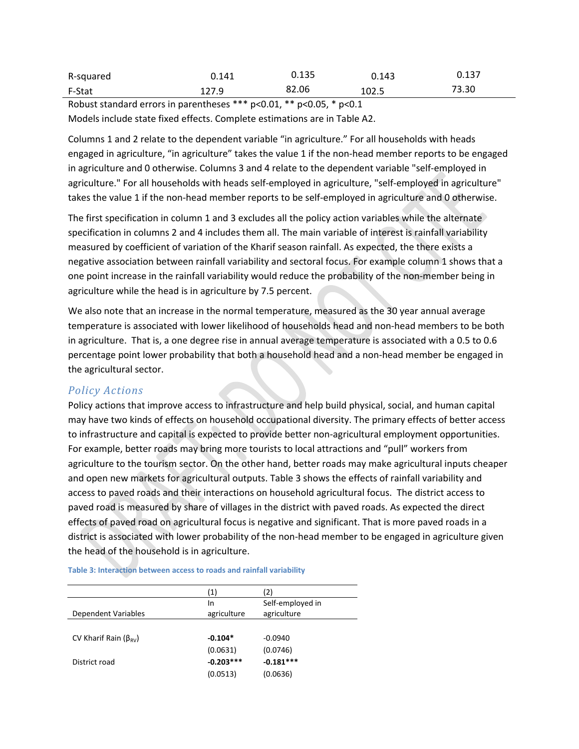| R-squared | 0.141 | 0.135 | 0.143 | 0.137 |
|---|---|---|---|---|
| F-Stat | 127.9 | 82.06 | 102.5 | 73.30 |

Robust standard errors in parentheses *** p<0.01, ** p<0.05, * p<0.1

Models include state fixed effects. Complete estimations are in Table A2.

Columns 1 and 2 relate to the dependent variable "in agriculture." For all households with heads engaged in agriculture, "in agriculture" takes the value 1 if the non-head member reports to be engaged in agriculture and 0 otherwise. Columns 3 and 4 relate to the dependent variable "self-employed in agriculture." For all households with heads self-employed in agriculture, "self-employed in agriculture" takes the value 1 if the non-head member reports to be self-employed in agriculture and 0 otherwise.

The first specification in column 1 and 3 excludes all the policy action variables while the alternate specification in columns 2 and 4 includes them all. The main variable of interest is rainfall variability measured by coefficient of variation of the Kharif season rainfall. As expected, the there exists a negative association between rainfall variability and sectoral focus. For example column 1 shows that a one point increase in the rainfall variability would reduce the probability of the non-member being in agriculture while the head is in agriculture by 7.5 percent.

We also note that an increase in the normal temperature, measured as the 30 year annual average temperature is associated with lower likelihood of households head and non-head members to be both in agriculture. That is, a one degree rise in annual average temperature is associated with a 0.5 to 0.6 percentage point lower probability that both a household head and a non-head member be engaged in the agricultural sector.

### *Policy Actions*

Policy actions that improve access to infrastructure and help build physical, social, and human capital may have two kinds of effects on household occupational diversity. The primary effects of better access to infrastructure and capital is expected to provide better non-agricultural employment opportunities. For example, better roads may bring more tourists to local attractions and "pull" workers from agriculture to the tourism sector. On the other hand, better roads may make agricultural inputs cheaper and open new markets for agricultural outputs. Table 3 shows the effects of rainfall variability and access to paved roads and their interactions on household agricultural focus. The district access to paved road is measured by share of villages in the district with paved roads. As expected the direct effects of paved road on agricultural focus is negative and significant. That is more paved roads in a district is associated with lower probability of the non-head member to be engaged in agriculture given the head of the household is in agriculture.

**Table 3: Interaction between access to roads and rainfall variability**

| | (1) | (2) |
|---|---|---|
| Dependent Variables | In agriculture | Self-employed in agriculture |
| CV Kharif Rain ($\beta_{RV}$) | **-0.104*** | -0.0940 |
| | (0.0631) | (0.0746) |
| District road | **-0.203***** | **-0.181***** |
| | (0.0513) | (0.0636) |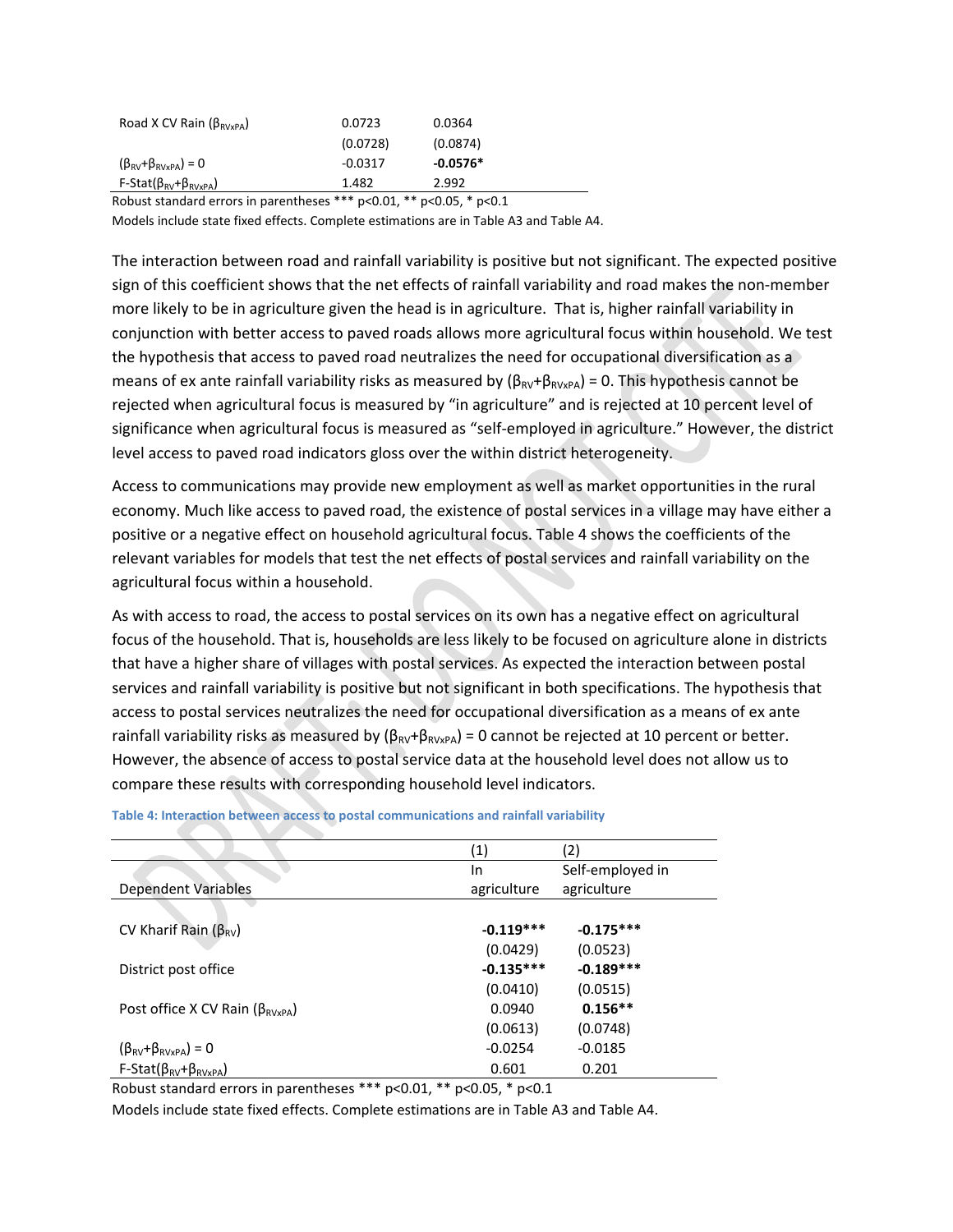| | | |
|---|---|---|
| Road X CV Rain ($\beta_{RVxPA}$) | 0.0723 | 0.0364 |
| | (0.0728) | (0.0874) |
| ($\beta_{RV}$+$\beta_{RVxPA}$) = 0 | -0.0317 | **-0.0576*** |
| F-Stat($\beta_{RV}$+$\beta_{RVxPA}$) | 1.482 | 2.992 |

Robust standard errors in parentheses *** p<0.01, ** p<0.05, * p<0.1

Models include state fixed effects. Complete estimations are in Table A3 and Table A4.

The interaction between road and rainfall variability is positive but not significant. The expected positive sign of this coefficient shows that the net effects of rainfall variability and road makes the non-member more likely to be in agriculture given the head is in agriculture. That is, higher rainfall variability in conjunction with better access to paved roads allows more agricultural focus within household. We test the hypothesis that access to paved road neutralizes the need for occupational diversification as a means of ex ante rainfall variability risks as measured by ($\beta_{RV}$+$\beta_{RVxPA}$) = 0. This hypothesis cannot be rejected when agricultural focus is measured by "in agriculture" and is rejected at 10 percent level of significance when agricultural focus is measured as "self-employed in agriculture." However, the district level access to paved road indicators gloss over the within district heterogeneity.

Access to communications may provide new employment as well as market opportunities in the rural economy. Much like access to paved road, the existence of postal services in a village may have either a positive or a negative effect on household agricultural focus. Table 4 shows the coefficients of the relevant variables for models that test the net effects of postal services and rainfall variability on the agricultural focus within a household.

As with access to road, the access to postal services on its own has a negative effect on agricultural focus of the household. That is, households are less likely to be focused on agriculture alone in districts that have a higher share of villages with postal services. As expected the interaction between postal services and rainfall variability is positive but not significant in both specifications. The hypothesis that access to postal services neutralizes the need for occupational diversification as a means of ex ante rainfall variability risks as measured by ($\beta_{RV}$+$\beta_{RVxPA}$) = 0 cannot be rejected at 10 percent or better. However, the absence of access to postal service data at the household level does not allow us to compare these results with corresponding household level indicators.

**Table 4: Interaction between access to postal communications and rainfall variability**

| | (1) | (2) |
|---|---|---|
| Dependent Variables | In agriculture | Self-employed in agriculture |
| CV Kharif Rain ($\beta_{RV}$) | **-0.119*** ** | **-0.175*** ** |
| | (0.0429) | (0.0523) |
| District post office | **-0.135*** ** | **-0.189*** ** |
| | (0.0410) | (0.0515) |
| Post office X CV Rain ($\beta_{RVxPA}$) | 0.0940 | **0.156** ** |
| | (0.0613) | (0.0748) |
| ($\beta_{RV}$+$\beta_{RVxPA}$) = 0 | -0.0254 | -0.0185 |
| F-Stat($\beta_{RV}$+$\beta_{RVxPA}$) | 0.601 | 0.201 |

Robust standard errors in parentheses *** p<0.01, ** p<0.05, * p<0.1

Models include state fixed effects. Complete estimations are in Table A3 and Table A4.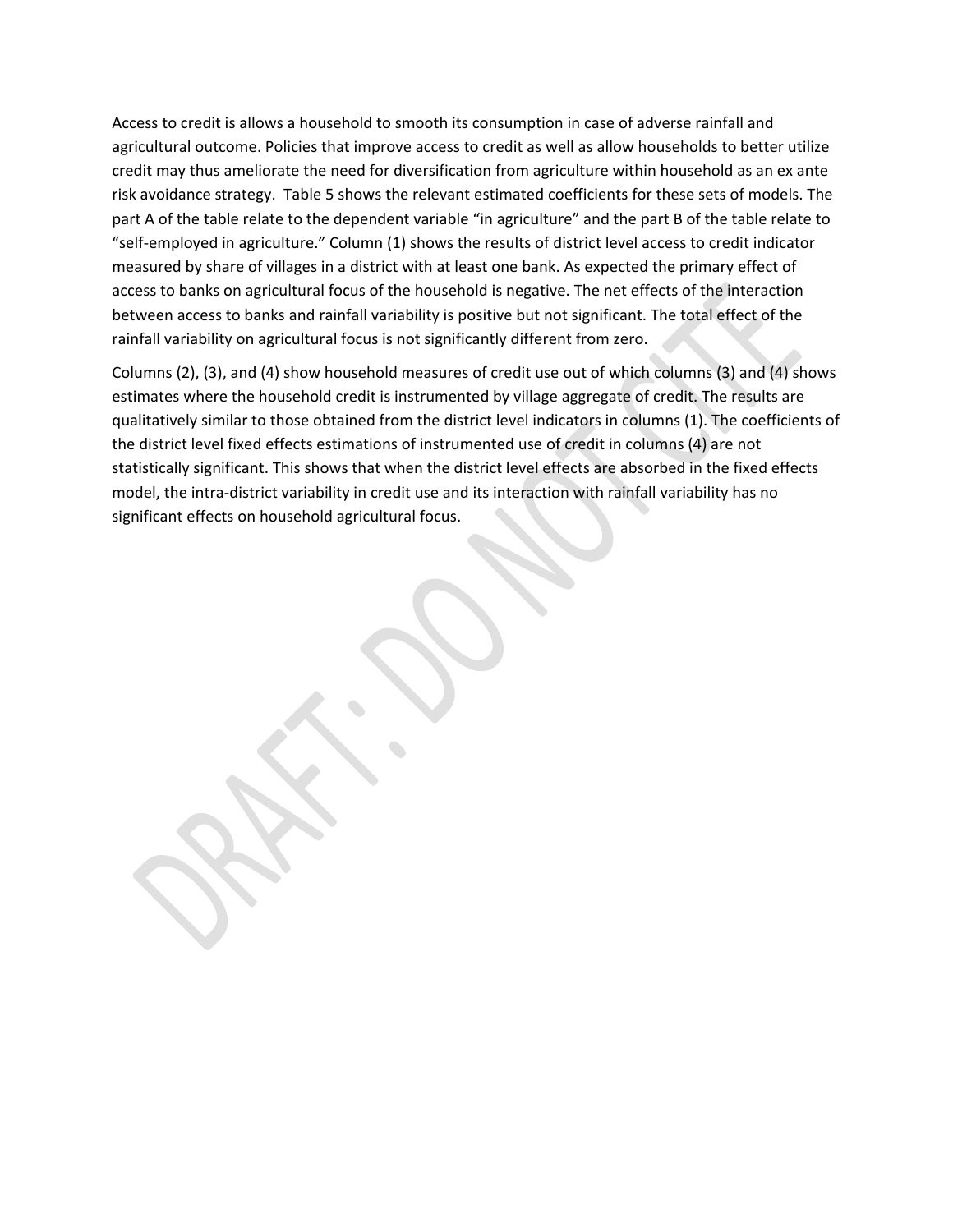Access to credit is allows a household to smooth its consumption in case of adverse rainfall and agricultural outcome. Policies that improve access to credit as well as allow households to better utilize credit may thus ameliorate the need for diversification from agriculture within household as an ex ante risk avoidance strategy. Table 5 shows the relevant estimated coefficients for these sets of models. The part A of the table relate to the dependent variable "in agriculture" and the part B of the table relate to "self-employed in agriculture." Column (1) shows the results of district level access to credit indicator measured by share of villages in a district with at least one bank. As expected the primary effect of access to banks on agricultural focus of the household is negative. The net effects of the interaction between access to banks and rainfall variability is positive but not significant. The total effect of the rainfall variability on agricultural focus is not significantly different from zero.

Columns (2), (3), and (4) show household measures of credit use out of which columns (3) and (4) shows estimates where the household credit is instrumented by village aggregate of credit. The results are qualitatively similar to those obtained from the district level indicators in columns (1). The coefficients of the district level fixed effects estimations of instrumented use of credit in columns (4) are not statistically significant. This shows that when the district level effects are absorbed in the fixed effects model, the intra-district variability in credit use and its interaction with rainfall variability has no significant effects on household agricultural focus.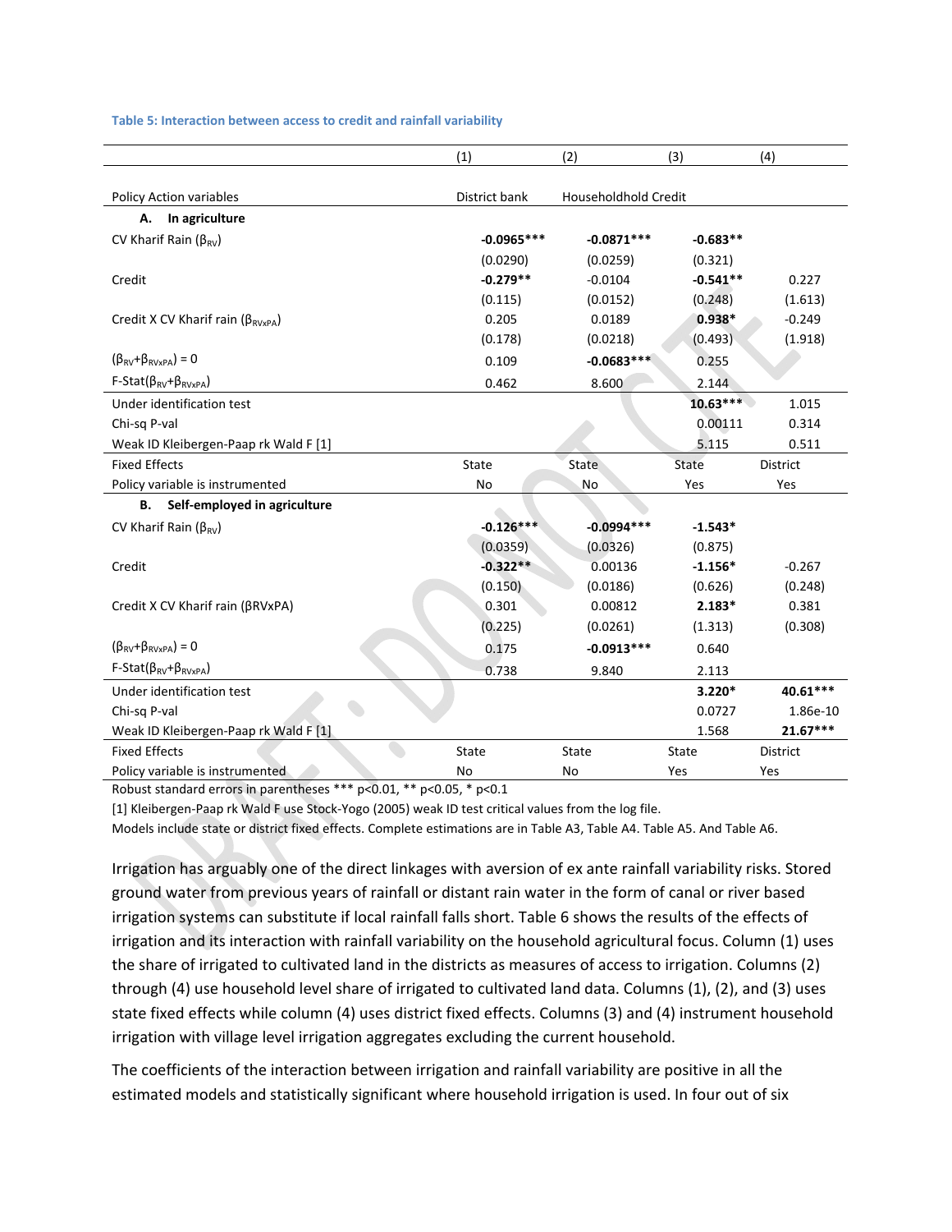**Table 5: Interaction between access to credit and rainfall variability**

| | (1) | (2) | (3) | (4) |
|---|---|---|---|---|
| Policy Action variables | District bank | Householdhold Credit | | |
| **A. In agriculture** | | | | |
| CV Kharif Rain ($\beta_{RV}$) | **-0.0965*** ** | **-0.0871*** ** | **-0.683** ** | |
| | (0.0290) | (0.0259) | (0.321) | |
| Credit | **-0.279** ** | -0.0104 | **-0.541** ** | 0.227 |
| | (0.115) | (0.0152) | (0.248) | (1.613) |
| Credit X CV Kharif rain ($\beta_{RVxPA}$) | 0.205 | 0.0189 | **0.938*** | -0.249 |
| | (0.178) | (0.0218) | (0.493) | (1.918) |
| ($\beta_{RV}$+$\beta_{RVxPA}$) = 0 | 0.109 | **-0.0683*** ** | 0.255 | |
| F-Stat($\beta_{RV}$+$\beta_{RVxPA}$) | 0.462 | 8.600 | 2.144 | |
| Under identification test | | | **10.63*** ** | 1.015 |
| Chi-sq P-val | | | 0.00111 | 0.314 |
| Weak ID Kleibergen-Paap rk Wald F [1] | | | 5.115 | 0.511 |
| Fixed Effects | State | State | State | District |
| Policy variable is instrumented | No | No | Yes | Yes |
| **B. Self-employed in agriculture** | | | | |
| CV Kharif Rain ($\beta_{RV}$) | **-0.126*** ** | **-0.0994*** ** | **-1.543*** | |
| | (0.0359) | (0.0326) | (0.875) | |
| Credit | **-0.322** ** | 0.00136 | **-1.156*** | -0.267 |
| | (0.150) | (0.0186) | (0.626) | (0.248) |
| Credit X CV Kharif rain (βRVxPA) | 0.301 | 0.00812 | **2.183*** | 0.381 |
| | (0.225) | (0.0261) | (1.313) | (0.308) |
| ($\beta_{RV}$+$\beta_{RVxPA}$) = 0 | 0.175 | **-0.0913*** ** | 0.640 | |
| F-Stat($\beta_{RV}$+$\beta_{RVxPA}$) | 0.738 | 9.840 | 2.113 | |
| Under identification test | | | **3.220*** | **40.61*** ** |
| Chi-sq P-val | | | 0.0727 | 1.86e-10 |
| Weak ID Kleibergen-Paap rk Wald F [1] | | | 1.568 | **21.67*** ** |
| Fixed Effects | State | State | State | District |
| Policy variable is instrumented | No | No | Yes | Yes |

Robust standard errors in parentheses *** p<0.01, ** p<0.05, * p<0.1

[1] Kleibergen-Paap rk Wald F use Stock-Yogo (2005) weak ID test critical values from the log file.

Models include state or district fixed effects. Complete estimations are in Table A3, Table A4. Table A5. And Table A6.

Irrigation has arguably one of the direct linkages with aversion of ex ante rainfall variability risks. Stored ground water from previous years of rainfall or distant rain water in the form of canal or river based irrigation systems can substitute if local rainfall falls short. Table 6 shows the results of the effects of irrigation and its interaction with rainfall variability on the household agricultural focus. Column (1) uses the share of irrigated to cultivated land in the districts as measures of access to irrigation. Columns (2) through (4) use household level share of irrigated to cultivated land data. Columns (1), (2), and (3) uses state fixed effects while column (4) uses district fixed effects. Columns (3) and (4) instrument household irrigation with village level irrigation aggregates excluding the current household.

The coefficients of the interaction between irrigation and rainfall variability are positive in all the estimated models and statistically significant where household irrigation is used. In four out of six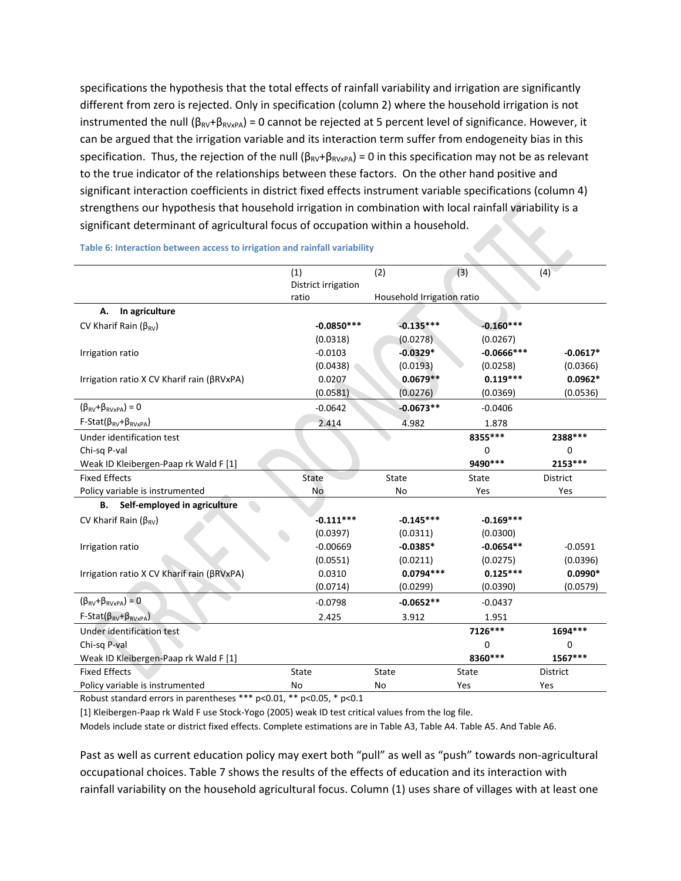specifications the hypothesis that the total effects of rainfall variability and irrigation are significantly different from zero is rejected. Only in specification (column 2) where the household irrigation is not instrumented the null ($\beta_{RV}+\beta_{RVxPA}$) = 0 cannot be rejected at 5 percent level of significance. However, it can be argued that the irrigation variable and its interaction term suffer from endogeneity bias in this specification. Thus, the rejection of the null ($\beta_{RV}+\beta_{RVxPA}$) = 0 in this specification may not be as relevant to the true indicator of the relationships between these factors. On the other hand positive and significant interaction coefficients in district fixed effects instrument variable specifications (column 4) strengthens our hypothesis that household irrigation in combination with local rainfall variability is a significant determinant of agricultural focus of occupation within a household.

**Table 6: Interaction between access to irrigation and rainfall variability**

| | (1) | (2) | (3) | (4) |
|---|---|---|---|---|
| | District irrigation ratio | Household Irrigation ratio | | |
| **A. In agriculture** | | | | |
| CV Kharif Rain ($\beta_{RV}$) | **-0.0850*** ** | **-0.135*** ** | **-0.160*** ** | |
| | (0.0318) | (0.0278) | (0.0267) | |
| Irrigation ratio | -0.0103 | **-0.0329*** | **-0.0666*** ** | **-0.0617*** |
| | (0.0438) | (0.0193) | (0.0258) | (0.0366) |
| Irrigation ratio X CV Kharif rain ($\beta_{RVxPA}$) | 0.0207 | **0.0679** ** | **0.119*** ** | **0.0962*** |
| | (0.0581) | (0.0276) | (0.0369) | (0.0536) |
| ($\beta_{RV}+\beta_{RVxPA}$) = 0 | -0.0642 | **-0.0673** ** | -0.0406 | |
| F-Stat($\beta_{RV}+\beta_{RVxPA}$) | 2.414 | 4.982 | 1.878 | |
| Under identification test | | | **8355*** ** | **2388*** ** |
| Chi-sq P-val | | | 0 | 0 |
| Weak ID Kleibergen-Paap rk Wald F [1] | | | **9490*** ** | **2153*** ** |
| Fixed Effects | State | State | State | District |
| Policy variable is instrumented | No | No | Yes | Yes |
| **B. Self-employed in agriculture** | | | | |
| CV Kharif Rain ($\beta_{RV}$) | **-0.111*** ** | **-0.145*** ** | **-0.169*** ** | |
| | (0.0397) | (0.0311) | (0.0300) | |
| Irrigation ratio | -0.00669 | **-0.0385*** | **-0.0654** ** | -0.0591 |
| | (0.0551) | (0.0211) | (0.0275) | (0.0396) |
| Irrigation ratio X CV Kharif rain ($\beta_{RVxPA}$) | 0.0310 | **0.0794*** ** | **0.125*** ** | **0.0990*** |
| | (0.0714) | (0.0299) | (0.0390) | (0.0579) |
| ($\beta_{RV}+\beta_{RVxPA}$) = 0 | -0.0798 | **-0.0652** ** | -0.0437 | |
| F-Stat($\beta_{RV}+\beta_{RVxPA}$) | 2.425 | 3.912 | 1.951 | |
| Under identification test | | | **7126*** ** | **1694*** ** |
| Chi-sq P-val | | | 0 | 0 |
| Weak ID Kleibergen-Paap rk Wald F [1] | | | **8360*** ** | **1567*** ** |
| Fixed Effects | State | State | State | District |
| Policy variable is instrumented | No | No | Yes | Yes |

Robust standard errors in parentheses *** p<0.01, ** p<0.05, * p<0.1

[1] Kleibergen-Paap rk Wald F use Stock-Yogo (2005) weak ID test critical values from the log file.

Models include state or district fixed effects. Complete estimations are in Table A3, Table A4. Table A5. And Table A6.

Past as well as current education policy may exert both "pull" as well as "push" towards non-agricultural occupational choices. Table 7 shows the results of the effects of education and its interaction with rainfall variability on the household agricultural focus. Column (1) uses share of villages with at least one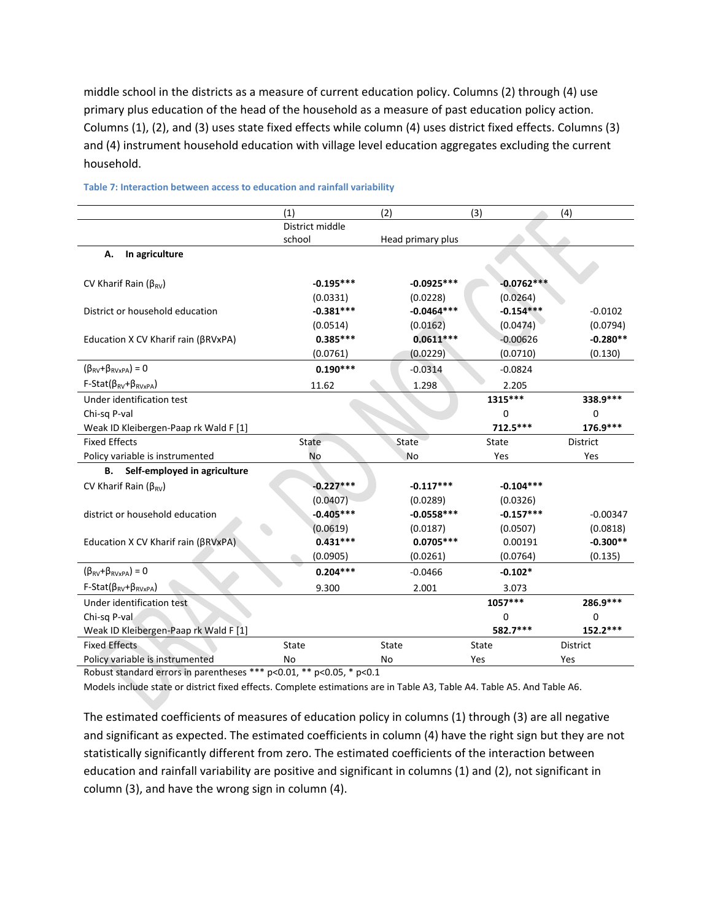middle school in the districts as a measure of current education policy. Columns (2) through (4) use primary plus education of the head of the household as a measure of past education policy action. Columns (1), (2), and (3) uses state fixed effects while column (4) uses district fixed effects. Columns (3) and (4) instrument household education with village level education aggregates excluding the current household.

**Table 7: Interaction between access to education and rainfall variability**

| | (1) | (2) | (3) | (4) |
|---|---|---|---|---|
| | District middle school | Head primary plus | | |
| **A. In agriculture** | | | | |
| CV Kharif Rain ($\beta_{RV}$) | **-0.195*** ** | **-0.0925*** ** | **-0.0762*** ** | |
| | (0.0331) | (0.0228) | (0.0264) | |
| District or household education | **-0.381*** ** | **-0.0464*** ** | **-0.154*** ** | -0.0102 |
| | (0.0514) | (0.0162) | (0.0474) | (0.0794) |
| Education X CV Kharif rain (βRVxPA) | **0.385*** ** | **0.0611*** ** | -0.00626 | **-0.280** ** |
| | (0.0761) | (0.0229) | (0.0710) | (0.130) |
| ($\beta_{RV}$+$\beta_{RVxPA}$) = 0 | **0.190*** ** | -0.0314 | -0.0824 | |
| F-Stat($\beta_{RV}$+$\beta_{RVxPA}$) | 11.62 | 1.298 | 2.205 | |
| Under identification test | | | **1315*** ** | **338.9*** ** |
| Chi-sq P-val | | | 0 | 0 |
| Weak ID Kleibergen-Paap rk Wald F [1] | | | **712.5*** ** | **176.9*** ** |
| Fixed Effects | State | State | State | District |
| Policy variable is instrumented | No | No | Yes | Yes |
| **B. Self-employed in agriculture** | | | | |
| CV Kharif Rain ($\beta_{RV}$) | **-0.227*** ** | **-0.117*** ** | **-0.104*** ** | |
| | (0.0407) | (0.0289) | (0.0326) | |
| district or household education | **-0.405*** ** | **-0.0558*** ** | **-0.157*** ** | -0.00347 |
| | (0.0619) | (0.0187) | (0.0507) | (0.0818) |
| Education X CV Kharif rain (βRVxPA) | **0.431*** ** | **0.0705*** ** | 0.00191 | **-0.300** ** |
| | (0.0905) | (0.0261) | (0.0764) | (0.135) |
| ($\beta_{RV}$+$\beta_{RVxPA}$) = 0 | **0.204*** ** | -0.0466 | **-0.102* ** | |
| F-Stat($\beta_{RV}$+$\beta_{RVxPA}$) | 9.300 | 2.001 | 3.073 | |
| Under identification test | | | **1057*** ** | **286.9*** ** |
| Chi-sq P-val | | | 0 | 0 |
| Weak ID Kleibergen-Paap rk Wald F [1] | | | **582.7*** ** | **152.2*** ** |
| Fixed Effects | State | State | State | District |
| Policy variable is instrumented | No | No | Yes | Yes |

Robust standard errors in parentheses *** p<0.01, ** p<0.05, * p<0.1

Models include state or district fixed effects. Complete estimations are in Table A3, Table A4. Table A5. And Table A6.

The estimated coefficients of measures of education policy in columns (1) through (3) are all negative and significant as expected. The estimated coefficients in column (4) have the right sign but they are not statistically significantly different from zero. The estimated coefficients of the interaction between education and rainfall variability are positive and significant in columns (1) and (2), not significant in column (3), and have the wrong sign in column (4).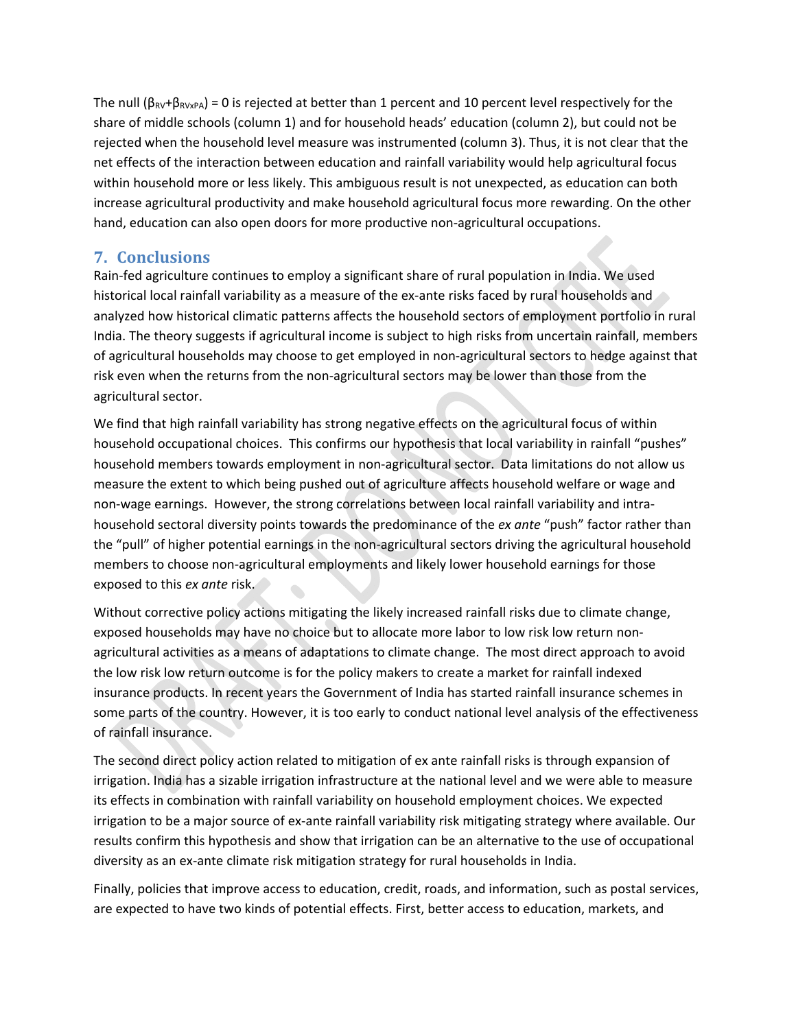The null $(\beta_{RV}+\beta_{RVxPA}) = 0$ is rejected at better than 1 percent and 10 percent level respectively for the share of middle schools (column 1) and for household heads' education (column 2), but could not be rejected when the household level measure was instrumented (column 3). Thus, it is not clear that the net effects of the interaction between education and rainfall variability would help agricultural focus within household more or less likely. This ambiguous result is not unexpected, as education can both increase agricultural productivity and make household agricultural focus more rewarding. On the other hand, education can also open doors for more productive non-agricultural occupations.

## 7. Conclusions

Rain-fed agriculture continues to employ a significant share of rural population in India. We used historical local rainfall variability as a measure of the ex-ante risks faced by rural households and analyzed how historical climatic patterns affects the household sectors of employment portfolio in rural India. The theory suggests if agricultural income is subject to high risks from uncertain rainfall, members of agricultural households may choose to get employed in non-agricultural sectors to hedge against that risk even when the returns from the non-agricultural sectors may be lower than those from the agricultural sector.

We find that high rainfall variability has strong negative effects on the agricultural focus of within household occupational choices. This confirms our hypothesis that local variability in rainfall "pushes" household members towards employment in non-agricultural sector. Data limitations do not allow us measure the extent to which being pushed out of agriculture affects household welfare or wage and non-wage earnings. However, the strong correlations between local rainfall variability and intra-household sectoral diversity points towards the predominance of the *ex ante* "push" factor rather than the "pull" of higher potential earnings in the non-agricultural sectors driving the agricultural household members to choose non-agricultural employments and likely lower household earnings for those exposed to this *ex ante* risk.

Without corrective policy actions mitigating the likely increased rainfall risks due to climate change, exposed households may have no choice but to allocate more labor to low risk low return non-agricultural activities as a means of adaptations to climate change. The most direct approach to avoid the low risk low return outcome is for the policy makers to create a market for rainfall indexed insurance products. In recent years the Government of India has started rainfall insurance schemes in some parts of the country. However, it is too early to conduct national level analysis of the effectiveness of rainfall insurance.

The second direct policy action related to mitigation of ex ante rainfall risks is through expansion of irrigation. India has a sizable irrigation infrastructure at the national level and we were able to measure its effects in combination with rainfall variability on household employment choices. We expected irrigation to be a major source of ex-ante rainfall variability risk mitigating strategy where available. Our results confirm this hypothesis and show that irrigation can be an alternative to the use of occupational diversity as an ex-ante climate risk mitigation strategy for rural households in India.

Finally, policies that improve access to education, credit, roads, and information, such as postal services, are expected to have two kinds of potential effects. First, better access to education, markets, and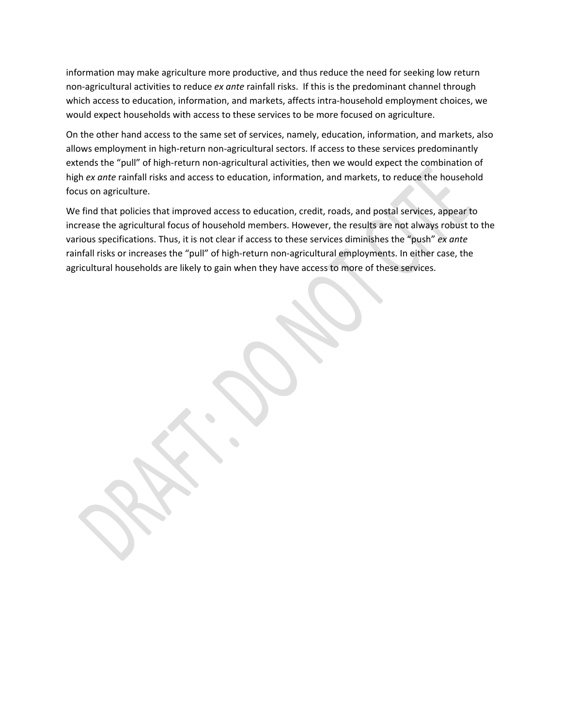information may make agriculture more productive, and thus reduce the need for seeking low return non-agricultural activities to reduce *ex ante* rainfall risks. If this is the predominant channel through which access to education, information, and markets, affects intra-household employment choices, we would expect households with access to these services to be more focused on agriculture.

On the other hand access to the same set of services, namely, education, information, and markets, also allows employment in high-return non-agricultural sectors. If access to these services predominantly extends the "pull" of high-return non-agricultural activities, then we would expect the combination of high *ex ante* rainfall risks and access to education, information, and markets, to reduce the household focus on agriculture.

We find that policies that improved access to education, credit, roads, and postal services, appear to increase the agricultural focus of household members. However, the results are not always robust to the various specifications. Thus, it is not clear if access to these services diminishes the "push" *ex ante* rainfall risks or increases the "pull" of high-return non-agricultural employments. In either case, the agricultural households are likely to gain when they have access to more of these services.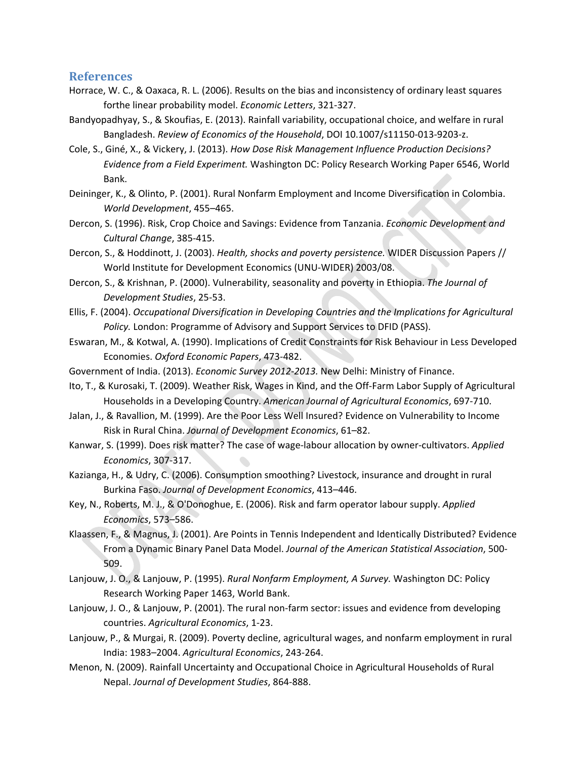## References

Horrace, W. C., & Oaxaca, R. L. (2006). Results on the bias and inconsistency of ordinary least squares forthe linear probability model. *Economic Letters*, 321-327.

Bandyopadhyay, S., & Skoufias, E. (2013). Rainfall variability, occupational choice, and welfare in rural Bangladesh. *Review of Economics of the Household*, DOI 10.1007/s11150-013-9203-z.

Cole, S., Giné, X., & Vickery, J. (2013). *How Dose Risk Management Influence Production Decisions? Evidence from a Field Experiment.* Washington DC: Policy Research Working Paper 6546, World Bank.

Deininger, K., & Olinto, P. (2001). Rural Nonfarm Employment and Income Diversification in Colombia. *World Development*, 455–465.

Dercon, S. (1996). Risk, Crop Choice and Savings: Evidence from Tanzania. *Economic Development and Cultural Change*, 385-415.

Dercon, S., & Hoddinott, J. (2003). *Health, shocks and poverty persistence.* WIDER Discussion Papers // World Institute for Development Economics (UNU-WIDER) 2003/08.

Dercon, S., & Krishnan, P. (2000). Vulnerability, seasonality and poverty in Ethiopia. *The Journal of Development Studies*, 25-53.

Ellis, F. (2004). *Occupational Diversification in Developing Countries and the Implications for Agricultural Policy.* London: Programme of Advisory and Support Services to DFID (PASS).

Eswaran, M., & Kotwal, A. (1990). Implications of Credit Constraints for Risk Behaviour in Less Developed Economies. *Oxford Economic Papers*, 473-482.

Government of India. (2013). *Economic Survey 2012-2013.* New Delhi: Ministry of Finance.

Ito, T., & Kurosaki, T. (2009). Weather Risk, Wages in Kind, and the Off-Farm Labor Supply of Agricultural Households in a Developing Country. *American Journal of Agricultural Economics*, 697-710.

Jalan, J., & Ravallion, M. (1999). Are the Poor Less Well Insured? Evidence on Vulnerability to Income Risk in Rural China. *Journal of Development Economics*, 61–82.

Kanwar, S. (1999). Does risk matter? The case of wage-labour allocation by owner-cultivators. *Applied Economics*, 307-317.

Kazianga, H., & Udry, C. (2006). Consumption smoothing? Livestock, insurance and drought in rural Burkina Faso. *Journal of Development Economics*, 413–446.

Key, N., Roberts, M. J., & O'Donoghue, E. (2006). Risk and farm operator labour supply. *Applied Economics*, 573–586.

Klaassen, F., & Magnus, J. (2001). Are Points in Tennis Independent and Identically Distributed? Evidence From a Dynamic Binary Panel Data Model. *Journal of the American Statistical Association*, 500-509.

Lanjouw, J. O., & Lanjouw, P. (1995). *Rural Nonfarm Employment, A Survey.* Washington DC: Policy Research Working Paper 1463, World Bank.

Lanjouw, J. O., & Lanjouw, P. (2001). The rural non-farm sector: issues and evidence from developing countries. *Agricultural Economics*, 1-23.

Lanjouw, P., & Murgai, R. (2009). Poverty decline, agricultural wages, and nonfarm employment in rural India: 1983–2004. *Agricultural Economics*, 243-264.

Menon, N. (2009). Rainfall Uncertainty and Occupational Choice in Agricultural Households of Rural Nepal. *Journal of Development Studies*, 864-888.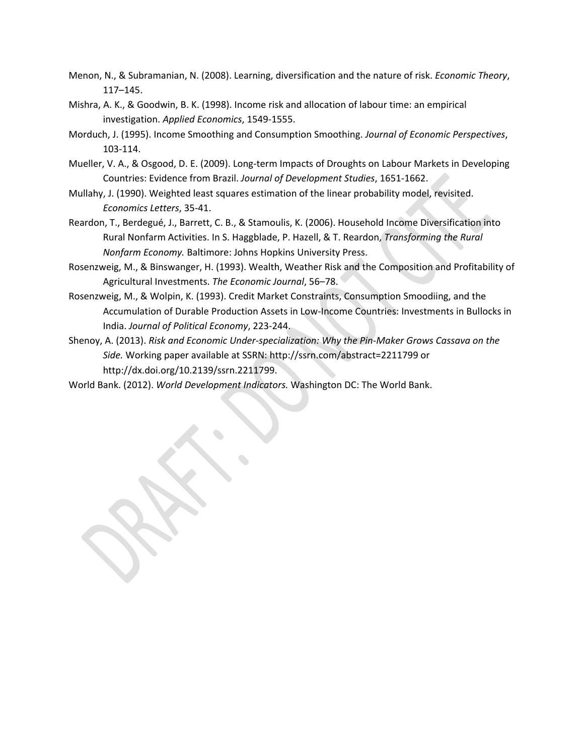Menon, N., & Subramanian, N. (2008). Learning, diversification and the nature of risk. *Economic Theory*, 117–145.

Mishra, A. K., & Goodwin, B. K. (1998). Income risk and allocation of labour time: an empirical investigation. *Applied Economics*, 1549-1555.

Morduch, J. (1995). Income Smoothing and Consumption Smoothing. *Journal of Economic Perspectives*, 103-114.

Mueller, V. A., & Osgood, D. E. (2009). Long-term Impacts of Droughts on Labour Markets in Developing Countries: Evidence from Brazil. *Journal of Development Studies*, 1651-1662.

Mullahy, J. (1990). Weighted least squares estimation of the linear probability model, revisited. *Economics Letters*, 35-41.

Reardon, T., Berdegué, J., Barrett, C. B., & Stamoulis, K. (2006). Household Income Diversification into Rural Nonfarm Activities. In S. Haggblade, P. Hazell, & T. Reardon, *Transforming the Rural Nonfarm Economy.* Baltimore: Johns Hopkins University Press.

Rosenzweig, M., & Binswanger, H. (1993). Wealth, Weather Risk and the Composition and Profitability of Agricultural Investments. *The Economic Journal*, 56–78.

Rosenzweig, M., & Wolpin, K. (1993). Credit Market Constraints, Consumption Smoodiing, and the Accumulation of Durable Production Assets in Low-Income Countries: Investments in Bullocks in India. *Journal of Political Economy*, 223-244.

Shenoy, A. (2013). *Risk and Economic Under-specialization: Why the Pin-Maker Grows Cassava on the Side.* Working paper available at SSRN: http://ssrn.com/abstract=2211799 or http://dx.doi.org/10.2139/ssrn.2211799.

World Bank. (2012). *World Development Indicators.* Washington DC: The World Bank.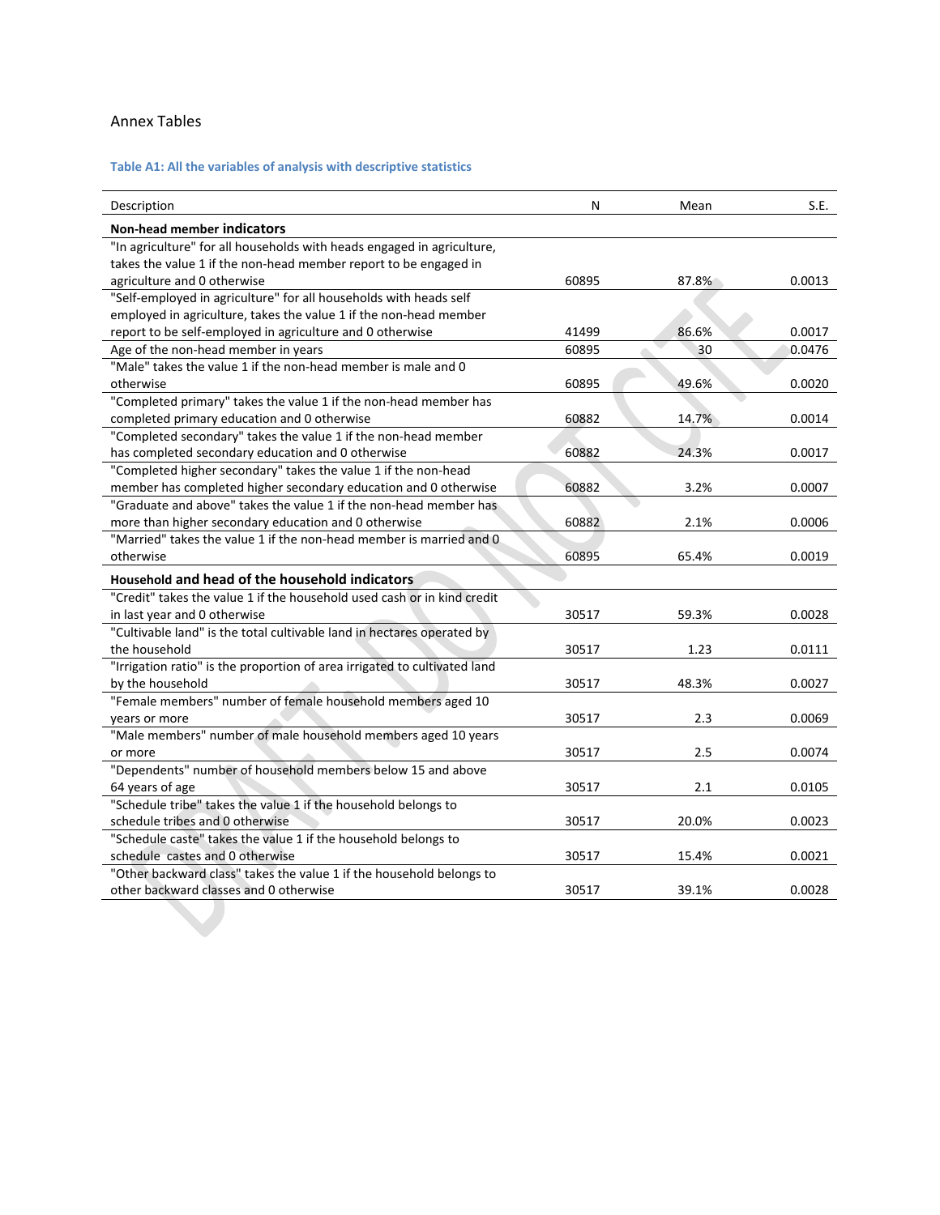Annex Tables

**Table A1: All the variables of analysis with descriptive statistics**

| Description | N | Mean | S.E. |
|---|---|---|---|
| **Non-head member indicators** | | | |
| "In agriculture" for all households with heads engaged in agriculture, takes the value 1 if the non-head member report to be engaged in agriculture and 0 otherwise | 60895 | 87.8% | 0.0013 |
| "Self-employed in agriculture" for all households with heads self employed in agriculture, takes the value 1 if the non-head member report to be self-employed in agriculture and 0 otherwise | 41499 | 86.6% | 0.0017 |
| Age of the non-head member in years | 60895 | 30 | 0.0476 |
| "Male" takes the value 1 if the non-head member is male and 0 otherwise | 60895 | 49.6% | 0.0020 |
| "Completed primary" takes the value 1 if the non-head member has completed primary education and 0 otherwise | 60882 | 14.7% | 0.0014 |
| "Completed secondary" takes the value 1 if the non-head member has completed secondary education and 0 otherwise | 60882 | 24.3% | 0.0017 |
| "Completed higher secondary" takes the value 1 if the non-head member has completed higher secondary education and 0 otherwise | 60882 | 3.2% | 0.0007 |
| "Graduate and above" takes the value 1 if the non-head member has more than higher secondary education and 0 otherwise | 60882 | 2.1% | 0.0006 |
| "Married" takes the value 1 if the non-head member is married and 0 otherwise | 60895 | 65.4% | 0.0019 |
| **Household and head of the household indicators** | | | |
| "Credit" takes the value 1 if the household used cash or in kind credit in last year and 0 otherwise | 30517 | 59.3% | 0.0028 |
| "Cultivable land" is the total cultivable land in hectares operated by the household | 30517 | 1.23 | 0.0111 |
| "Irrigation ratio" is the proportion of area irrigated to cultivated land by the household | 30517 | 48.3% | 0.0027 |
| "Female members" number of female household members aged 10 years or more | 30517 | 2.3 | 0.0069 |
| "Male members" number of male household members aged 10 years or more | 30517 | 2.5 | 0.0074 |
| "Dependents" number of household members below 15 and above 64 years of age | 30517 | 2.1 | 0.0105 |
| "Schedule tribe" takes the value 1 if the household belongs to schedule tribes and 0 otherwise | 30517 | 20.0% | 0.0023 |
| "Schedule caste" takes the value 1 if the household belongs to schedule castes and 0 otherwise | 30517 | 15.4% | 0.0021 |
| "Other backward class" takes the value 1 if the household belongs to other backward classes and 0 otherwise | 30517 | 39.1% | 0.0028 |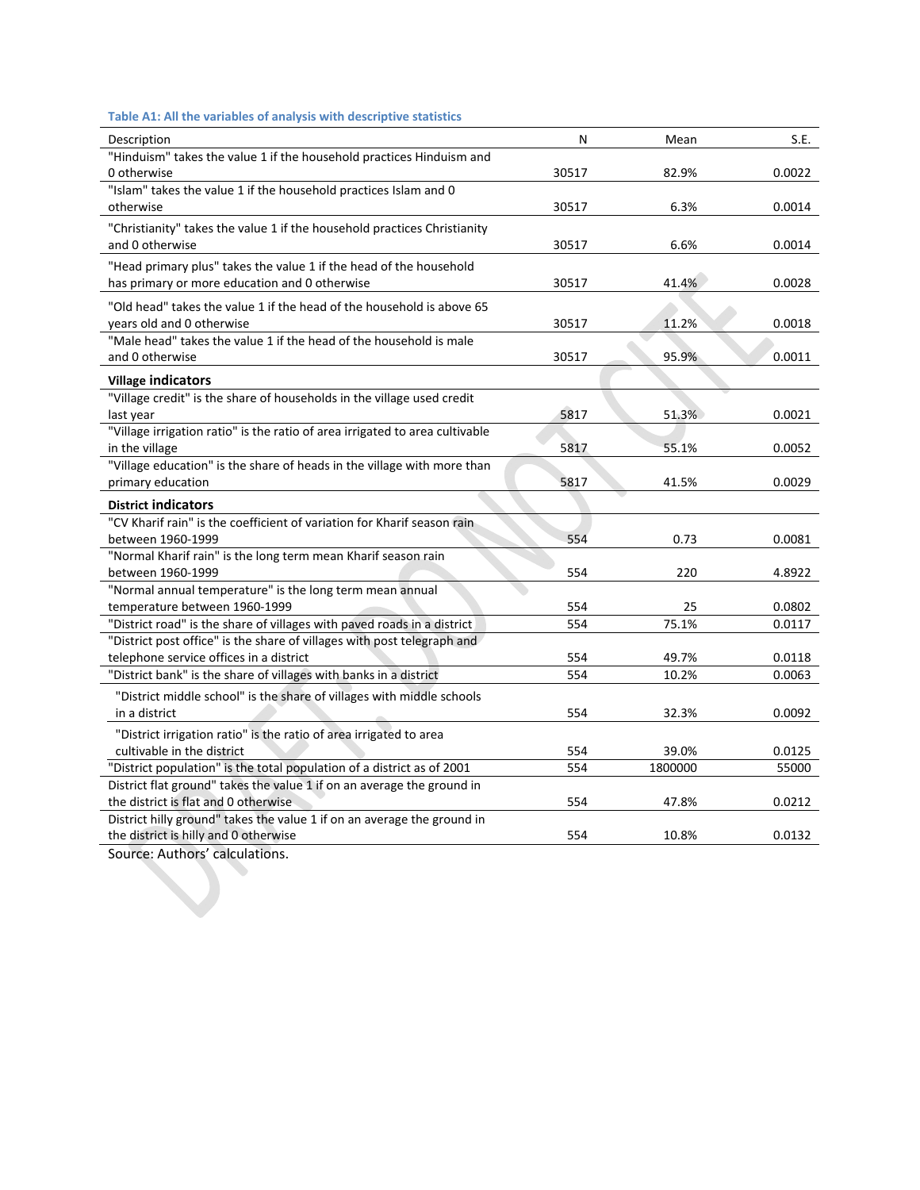**Table A1: All the variables of analysis with descriptive statistics**

| Description | N | Mean | S.E. |
|---|---|---|---|
| "Hinduism" takes the value 1 if the household practices Hinduism and 0 otherwise | 30517 | 82.9% | 0.0022 |
| "Islam" takes the value 1 if the household practices Islam and 0 otherwise | 30517 | 6.3% | 0.0014 |
| "Christianity" takes the value 1 if the household practices Christianity and 0 otherwise | 30517 | 6.6% | 0.0014 |
| "Head primary plus" takes the value 1 if the head of the household has primary or more education and 0 otherwise | 30517 | 41.4% | 0.0028 |
| "Old head" takes the value 1 if the head of the household is above 65 years old and 0 otherwise | 30517 | 11.2% | 0.0018 |
| "Male head" takes the value 1 if the head of the household is male and 0 otherwise | 30517 | 95.9% | 0.0011 |
| **Village indicators** | | | |
| "Village credit" is the share of households in the village used credit last year | 5817 | 51.3% | 0.0021 |
| "Village irrigation ratio" is the ratio of area irrigated to area cultivable in the village | 5817 | 55.1% | 0.0052 |
| "Village education" is the share of heads in the village with more than primary education | 5817 | 41.5% | 0.0029 |
| **District indicators** | | | |
| "CV Kharif rain" is the coefficient of variation for Kharif season rain between 1960-1999 | 554 | 0.73 | 0.0081 |
| "Normal Kharif rain" is the long term mean Kharif season rain between 1960-1999 | 554 | 220 | 4.8922 |
| "Normal annual temperature" is the long term mean annual temperature between 1960-1999 | 554 | 25 | 0.0802 |
| "District road" is the share of villages with paved roads in a district | 554 | 75.1% | 0.0117 |
| "District post office" is the share of villages with post telegraph and telephone service offices in a district | 554 | 49.7% | 0.0118 |
| "District bank" is the share of villages with banks in a district | 554 | 10.2% | 0.0063 |
| "District middle school" is the share of villages with middle schools in a district | 554 | 32.3% | 0.0092 |
| "District irrigation ratio" is the ratio of area irrigated to area cultivable in the district | 554 | 39.0% | 0.0125 |
| "District population" is the total population of a district as of 2001 | 554 | 1800000 | 55000 |
| District flat ground" takes the value 1 if on an average the ground in the district is flat and 0 otherwise | 554 | 47.8% | 0.0212 |
| District hilly ground" takes the value 1 if on an average the ground in the district is hilly and 0 otherwise | 554 | 10.8% | 0.0132 |

Source: Authors' calculations.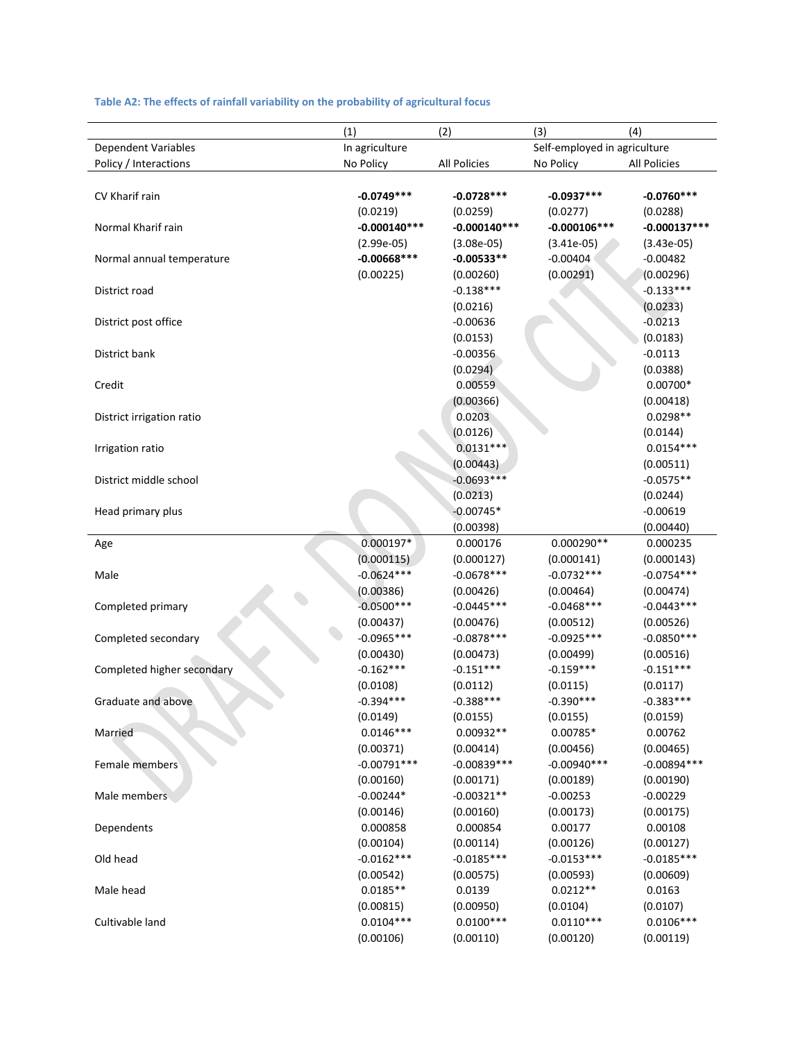**Table A2: The effects of rainfall variability on the probability of agricultural focus**

| | (1) | (2) | (3) | (4) |
|---|---|---|---|---|
| Dependent Variables | In agriculture | | Self-employed in agriculture | |
| Policy / Interactions | No Policy | All Policies | No Policy | All Policies |
| CV Kharif rain | **-0.0749*** ** | **-0.0728*** ** | **-0.0937*** ** | **-0.0760*** ** |
| | (0.0219) | (0.0259) | (0.0277) | (0.0288) |
| Normal Kharif rain | **-0.000140*** ** | **-0.000140*** ** | **-0.000106*** ** | **-0.000137*** ** |
| | (2.99e-05) | (3.08e-05) | (3.41e-05) | (3.43e-05) |
| Normal annual temperature | **-0.00668*** ** | **-0.00533** ** | -0.00404 | -0.00482 |
| | (0.00225) | (0.00260) | (0.00291) | (0.00296) |
| District road | | -0.138*** | | -0.133*** |
| | | (0.0216) | | (0.0233) |
| District post office | | -0.00636 | | -0.0213 |
| | | (0.0153) | | (0.0183) |
| District bank | | -0.00356 | | -0.0113 |
| | | (0.0294) | | (0.0388) |
| Credit | | 0.00559 | | 0.00700* |
| | | (0.00366) | | (0.00418) |
| District irrigation ratio | | 0.0203 | | 0.0298** |
| | | (0.0126) | | (0.0144) |
| Irrigation ratio | | 0.0131*** | | 0.0154*** |
| | | (0.00443) | | (0.00511) |
| District middle school | | -0.0693*** | | -0.0575** |
| | | (0.0213) | | (0.0244) |
| Head primary plus | | -0.00745* | | -0.00619 |
| | | (0.00398) | | (0.00440) |
| Age | 0.000197* | 0.000176 | 0.000290** | 0.000235 |
| | (0.000115) | (0.000127) | (0.000141) | (0.000143) |
| Male | -0.0624*** | -0.0678*** | -0.0732*** | -0.0754*** |
| | (0.00386) | (0.00426) | (0.00464) | (0.00474) |
| Completed primary | -0.0500*** | -0.0445*** | -0.0468*** | -0.0443*** |
| | (0.00437) | (0.00476) | (0.00512) | (0.00526) |
| Completed secondary | -0.0965*** | -0.0878*** | -0.0925*** | -0.0850*** |
| | (0.00430) | (0.00473) | (0.00499) | (0.00516) |
| Completed higher secondary | -0.162*** | -0.151*** | -0.159*** | -0.151*** |
| | (0.0108) | (0.0112) | (0.0115) | (0.0117) |
| Graduate and above | -0.394*** | -0.388*** | -0.390*** | -0.383*** |
| | (0.0149) | (0.0155) | (0.0155) | (0.0159) |
| Married | 0.0146*** | 0.00932** | 0.00785* | 0.00762 |
| | (0.00371) | (0.00414) | (0.00456) | (0.00465) |
| Female members | -0.00791*** | -0.00839*** | -0.00940*** | -0.00894*** |
| | (0.00160) | (0.00171) | (0.00189) | (0.00190) |
| Male members | -0.00244* | -0.00321** | -0.00253 | -0.00229 |
| | (0.00146) | (0.00160) | (0.00173) | (0.00175) |
| Dependents | 0.000858 | 0.000854 | 0.00177 | 0.00108 |
| | (0.00104) | (0.00114) | (0.00126) | (0.00127) |
| Old head | -0.0162*** | -0.0185*** | -0.0153*** | -0.0185*** |
| | (0.00542) | (0.00575) | (0.00593) | (0.00609) |
| Male head | 0.0185** | 0.0139 | 0.0212** | 0.0163 |
| | (0.00815) | (0.00950) | (0.0104) | (0.0107) |
| Cultivable land | 0.0104*** | 0.0100*** | 0.0110*** | 0.0106*** |
| | (0.00106) | (0.00110) | (0.00120) | (0.00119) |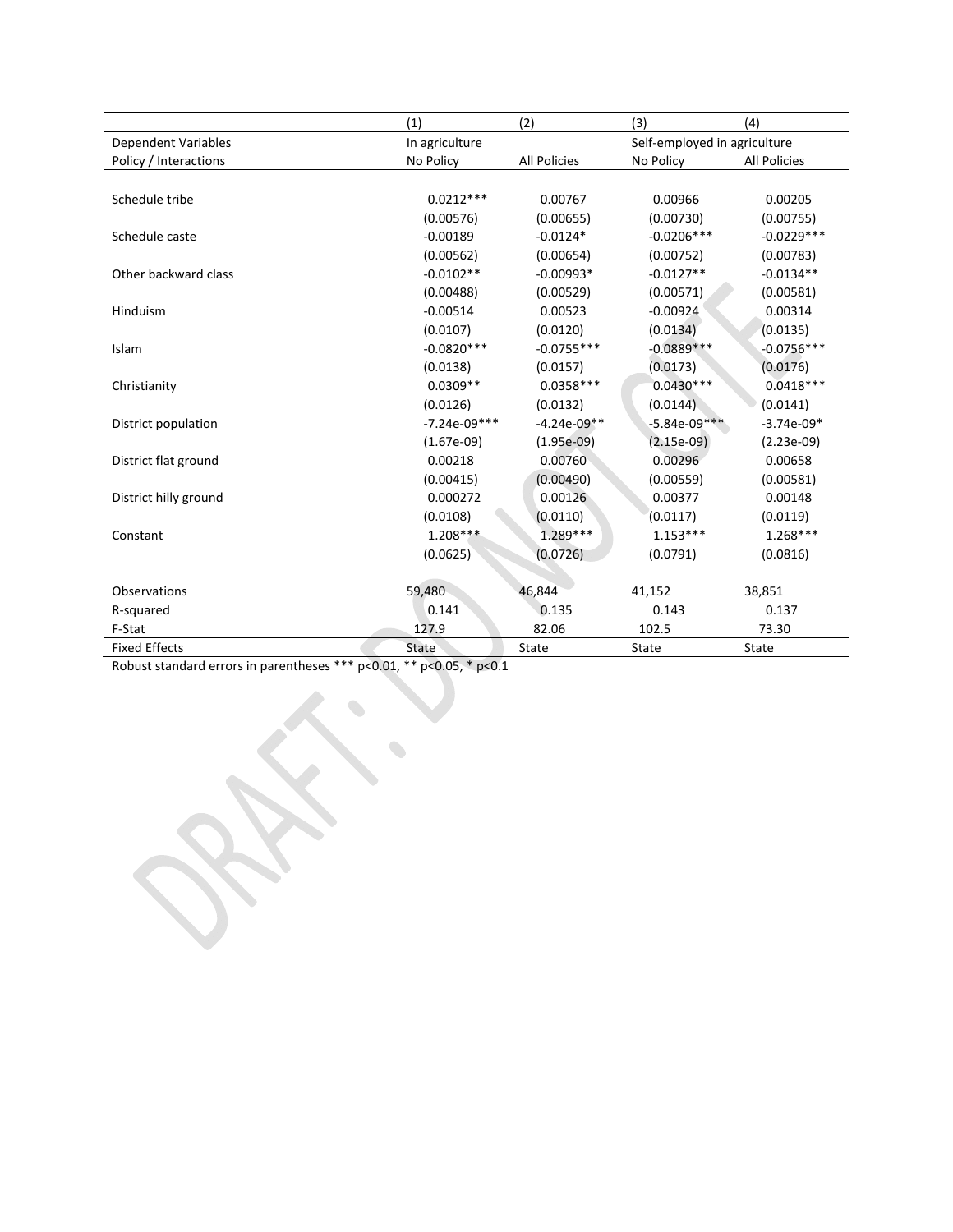| | (1) | (2) | (3) | (4) |
|---|---|---|---|---|
| Dependent Variables | In agriculture | | Self-employed in agriculture | |
| Policy / Interactions | No Policy | All Policies | No Policy | All Policies |
| | | | | |
| Schedule tribe | 0.0212*** | 0.00767 | 0.00966 | 0.00205 |
| | (0.00576) | (0.00655) | (0.00730) | (0.00755) |
| Schedule caste | -0.00189 | -0.0124* | -0.0206*** | -0.0229*** |
| | (0.00562) | (0.00654) | (0.00752) | (0.00783) |
| Other backward class | -0.0102** | -0.00993* | -0.0127** | -0.0134** |
| | (0.00488) | (0.00529) | (0.00571) | (0.00581) |
| Hinduism | -0.00514 | 0.00523 | -0.00924 | 0.00314 |
| | (0.0107) | (0.0120) | (0.0134) | (0.0135) |
| Islam | -0.0820*** | -0.0755*** | -0.0889*** | -0.0756*** |
| | (0.0138) | (0.0157) | (0.0173) | (0.0176) |
| Christianity | 0.0309** | 0.0358*** | 0.0430*** | 0.0418*** |
| | (0.0126) | (0.0132) | (0.0144) | (0.0141) |
| District population | -7.24e-09*** | -4.24e-09** | -5.84e-09*** | -3.74e-09* |
| | (1.67e-09) | (1.95e-09) | (2.15e-09) | (2.23e-09) |
| District flat ground | 0.00218 | 0.00760 | 0.00296 | 0.00658 |
| | (0.00415) | (0.00490) | (0.00559) | (0.00581) |
| District hilly ground | 0.000272 | 0.00126 | 0.00377 | 0.00148 |
| | (0.0108) | (0.0110) | (0.0117) | (0.0119) |
| Constant | 1.208*** | 1.289*** | 1.153*** | 1.268*** |
| | (0.0625) | (0.0726) | (0.0791) | (0.0816) |
| | | | | |
| Observations | 59,480 | 46,844 | 41,152 | 38,851 |
| R-squared | 0.141 | 0.135 | 0.143 | 0.137 |
| F-Stat | 127.9 | 82.06 | 102.5 | 73.30 |
| Fixed Effects | State | State | State | State |

Robust standard errors in parentheses *** p<0.01, ** p<0.05, * p<0.1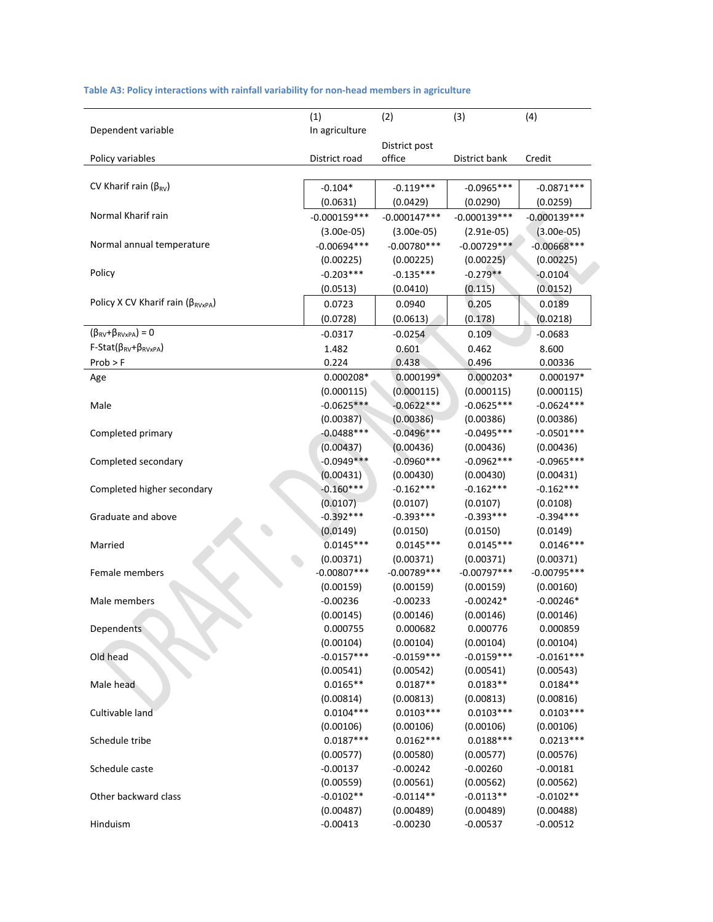### Table A3: Policy interactions with rainfall variability for non-head members in agriculture

| | (1) | (2) | (3) | (4) |
|---|---|---|---|---|
| Dependent variable | In agriculture | | | |
| Policy variables | District road | District post office | District bank | Credit |
| CV Kharif rain ($\beta_{RV}$) | -0.104* | -0.119*** | -0.0965*** | -0.0871*** |
| | (0.0631) | (0.0429) | (0.0290) | (0.0259) |
| Normal Kharif rain | -0.000159*** | -0.000147*** | -0.000139*** | -0.000139*** |
| | (3.00e-05) | (3.00e-05) | (2.91e-05) | (3.00e-05) |
| Normal annual temperature | -0.00694*** | -0.00780*** | -0.00729*** | -0.00668*** |
| | (0.00225) | (0.00225) | (0.00225) | (0.00225) |
| Policy | -0.203*** | -0.135*** | -0.279** | -0.0104 |
| | (0.0513) | (0.0410) | (0.115) | (0.0152) |
| Policy X CV Kharif rain ($\beta_{RVxPA}$) | 0.0723 | 0.0940 | 0.205 | 0.0189 |
| | (0.0728) | (0.0613) | (0.178) | (0.0218) |
| ($\beta_{RV}$+$\beta_{RVxPA}$) = 0 | -0.0317 | -0.0254 | 0.109 | -0.0683 |
| F-Stat($\beta_{RV}$+$\beta_{RVxPA}$) | 1.482 | 0.601 | 0.462 | 8.600 |
| Prob > F | 0.224 | 0.438 | 0.496 | 0.00336 |
| Age | 0.000208* | 0.000199* | 0.000203* | 0.000197* |
| | (0.000115) | (0.000115) | (0.000115) | (0.000115) |
| Male | -0.0625*** | -0.0622*** | -0.0625*** | -0.0624*** |
| | (0.00387) | (0.00386) | (0.00386) | (0.00386) |
| Completed primary | -0.0488*** | -0.0496*** | -0.0495*** | -0.0501*** |
| | (0.00437) | (0.00436) | (0.00436) | (0.00436) |
| Completed secondary | -0.0949*** | -0.0960*** | -0.0962*** | -0.0965*** |
| | (0.00431) | (0.00430) | (0.00430) | (0.00431) |
| Completed higher secondary | -0.160*** | -0.162*** | -0.162*** | -0.162*** |
| | (0.0107) | (0.0107) | (0.0107) | (0.0108) |
| Graduate and above | -0.392*** | -0.393*** | -0.393*** | -0.394*** |
| | (0.0149) | (0.0150) | (0.0150) | (0.0149) |
| Married | 0.0145*** | 0.0145*** | 0.0145*** | 0.0146*** |
| | (0.00371) | (0.00371) | (0.00371) | (0.00371) |
| Female members | -0.00807*** | -0.00789*** | -0.00797*** | -0.00795*** |
| | (0.00159) | (0.00159) | (0.00159) | (0.00160) |
| Male members | -0.00236 | -0.00233 | -0.00242* | -0.00246* |
| | (0.00145) | (0.00146) | (0.00146) | (0.00146) |
| Dependents | 0.000755 | 0.000682 | 0.000776 | 0.000859 |
| | (0.00104) | (0.00104) | (0.00104) | (0.00104) |
| Old head | -0.0157*** | -0.0159*** | -0.0159*** | -0.0161*** |
| | (0.00541) | (0.00542) | (0.00541) | (0.00543) |
| Male head | 0.0165** | 0.0187** | 0.0183** | 0.0184** |
| | (0.00814) | (0.00813) | (0.00813) | (0.00816) |
| Cultivable land | 0.0104*** | 0.0103*** | 0.0103*** | 0.0103*** |
| | (0.00106) | (0.00106) | (0.00106) | (0.00106) |
| Schedule tribe | 0.0187*** | 0.0162*** | 0.0188*** | 0.0213*** |
| | (0.00577) | (0.00580) | (0.00577) | (0.00576) |
| Schedule caste | -0.00137 | -0.00242 | -0.00260 | -0.00181 |
| | (0.00559) | (0.00561) | (0.00562) | (0.00562) |
| Other backward class | -0.0102** | -0.0114** | -0.0113** | -0.0102** |
| | (0.00487) | (0.00489) | (0.00489) | (0.00488) |
| Hinduism | -0.00413 | -0.00230 | -0.00537 | -0.00512 |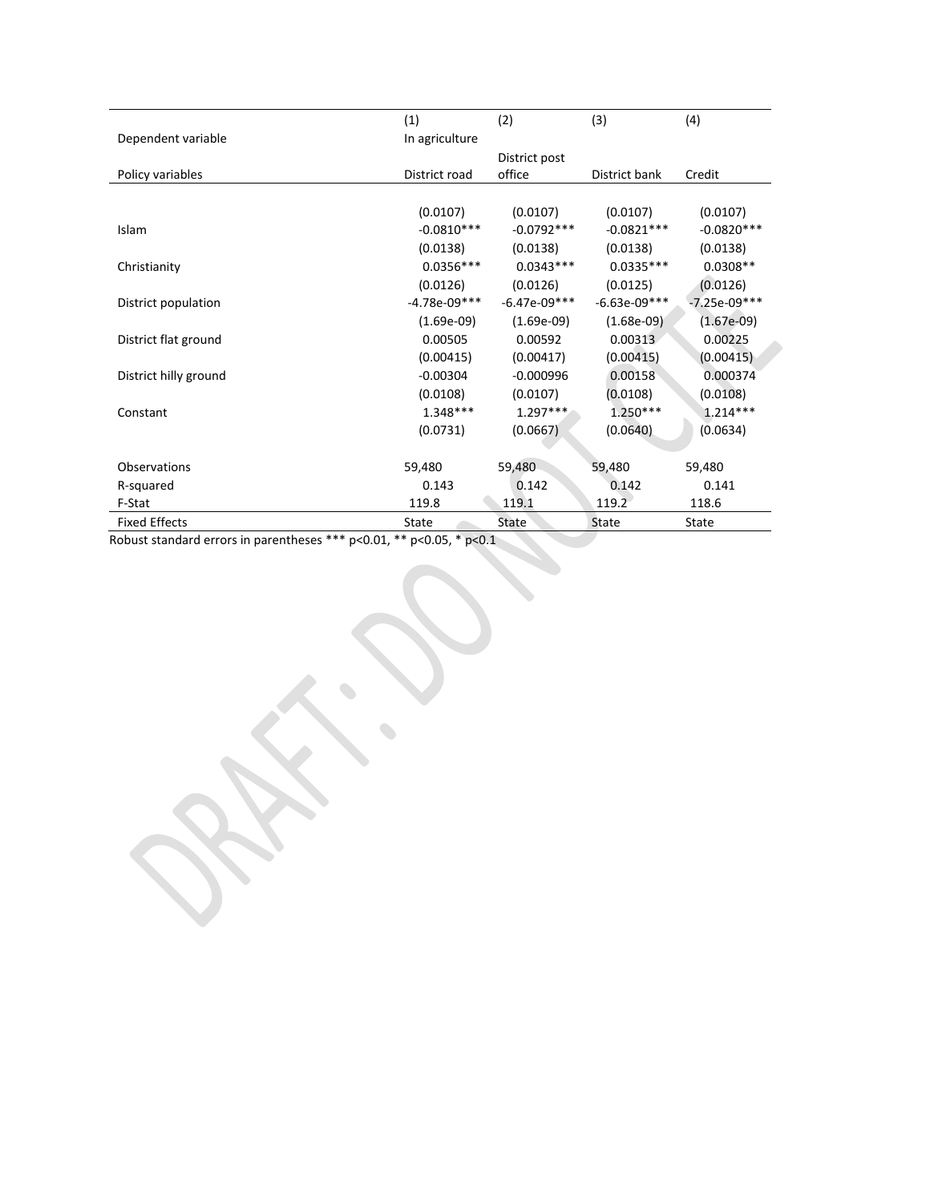| | (1) | (2) | (3) | (4) |
|---|---|---|---|---|
| Dependent variable | In agriculture | | | |
| Policy variables | District road | District post office | District bank | Credit |
| | (0.0107) | (0.0107) | (0.0107) | (0.0107) |
| Islam | -0.0810*** | -0.0792*** | -0.0821*** | -0.0820*** |
| | (0.0138) | (0.0138) | (0.0138) | (0.0138) |
| Christianity | 0.0356*** | 0.0343*** | 0.0335*** | 0.0308** |
| | (0.0126) | (0.0126) | (0.0125) | (0.0126) |
| District population | -4.78e-09*** | -6.47e-09*** | -6.63e-09*** | -7.25e-09*** |
| | (1.69e-09) | (1.69e-09) | (1.68e-09) | (1.67e-09) |
| District flat ground | 0.00505 | 0.00592 | 0.00313 | 0.00225 |
| | (0.00415) | (0.00417) | (0.00415) | (0.00415) |
| District hilly ground | -0.00304 | -0.000996 | 0.00158 | 0.000374 |
| | (0.0108) | (0.0107) | (0.0108) | (0.0108) |
| Constant | 1.348*** | 1.297*** | 1.250*** | 1.214*** |
| | (0.0731) | (0.0667) | (0.0640) | (0.0634) |
| Observations | 59,480 | 59,480 | 59,480 | 59,480 |
| R-squared | 0.143 | 0.142 | 0.142 | 0.141 |
| F-Stat | 119.8 | 119.1 | 119.2 | 118.6 |
| Fixed Effects | State | State | State | State |

Robust standard errors in parentheses *** p<0.01, ** p<0.05, * p<0.1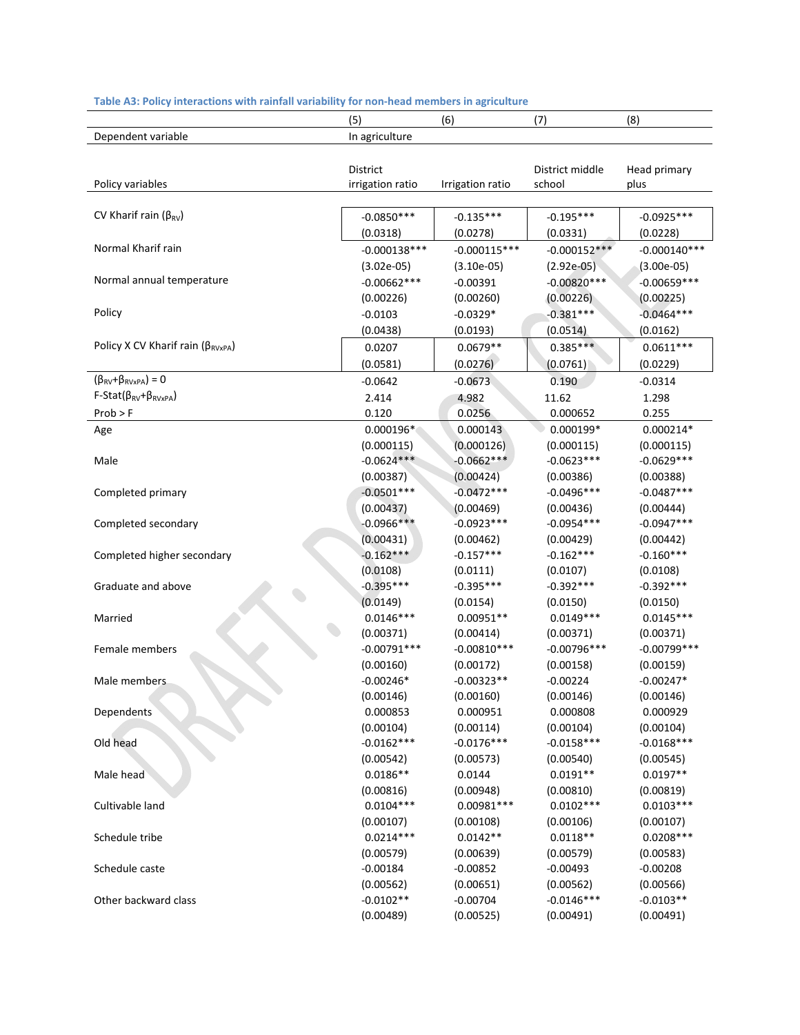**Table A3: Policy interactions with rainfall variability for non-head members in agriculture**

| | (5) | (6) | (7) | (8) |
|---|---|---|---|---|
| Dependent variable | In agriculture | | | |
| Policy variables | District irrigation ratio | Irrigation ratio | District middle school | Head primary plus |
| CV Kharif rain ($\beta_{RV}$) | -0.0850*** | -0.135*** | -0.195*** | -0.0925*** |
| | (0.0318) | (0.0278) | (0.0331) | (0.0228) |
| Normal Kharif rain | -0.000138*** | -0.000115*** | -0.000152*** | -0.000140*** |
| | (3.02e-05) | (3.10e-05) | (2.92e-05) | (3.00e-05) |
| Normal annual temperature | -0.00662*** | -0.00391 | -0.00820*** | -0.00659*** |
| | (0.00226) | (0.00260) | (0.00226) | (0.00225) |
| Policy | -0.0103 | -0.0329* | -0.381*** | -0.0464*** |
| | (0.0438) | (0.0193) | (0.0514) | (0.0162) |
| Policy X CV Kharif rain ($\beta_{RVxPA}$) | 0.0207 | 0.0679** | 0.385*** | 0.0611*** |
| | (0.0581) | (0.0276) | (0.0761) | (0.0229) |
| ($\beta_{RV}$+$\beta_{RVxPA}$) = 0 | -0.0642 | -0.0673 | 0.190 | -0.0314 |
| F-Stat($\beta_{RV}$+$\beta_{RVxPA}$) | 2.414 | 4.982 | 11.62 | 1.298 |
| Prob > F | 0.120 | 0.0256 | 0.000652 | 0.255 |
| Age | 0.000196* | 0.000143 | 0.000199* | 0.000214* |
| | (0.000115) | (0.000126) | (0.000115) | (0.000115) |
| Male | -0.0624*** | -0.0662*** | -0.0623*** | -0.0629*** |
| | (0.00387) | (0.00424) | (0.00386) | (0.00388) |
| Completed primary | -0.0501*** | -0.0472*** | -0.0496*** | -0.0487*** |
| | (0.00437) | (0.00469) | (0.00436) | (0.00444) |
| Completed secondary | -0.0966*** | -0.0923*** | -0.0954*** | -0.0947*** |
| | (0.00431) | (0.00462) | (0.00429) | (0.00442) |
| Completed higher secondary | -0.162*** | -0.157*** | -0.162*** | -0.160*** |
| | (0.0108) | (0.0111) | (0.0107) | (0.0108) |
| Graduate and above | -0.395*** | -0.395*** | -0.392*** | -0.392*** |
| | (0.0149) | (0.0154) | (0.0150) | (0.0150) |
| Married | 0.0146*** | 0.00951** | 0.0149*** | 0.0145*** |
| | (0.00371) | (0.00414) | (0.00371) | (0.00371) |
| Female members | -0.00791*** | -0.00810*** | -0.00796*** | -0.00799*** |
| | (0.00160) | (0.00172) | (0.00158) | (0.00159) |
| Male members | -0.00246* | -0.00323** | -0.00224 | -0.00247* |
| | (0.00146) | (0.00160) | (0.00146) | (0.00146) |
| Dependents | 0.000853 | 0.000951 | 0.000808 | 0.000929 |
| | (0.00104) | (0.00114) | (0.00104) | (0.00104) |
| Old head | -0.0162*** | -0.0176*** | -0.0158*** | -0.0168*** |
| | (0.00542) | (0.00573) | (0.00540) | (0.00545) |
| Male head | 0.0186** | 0.0144 | 0.0191** | 0.0197** |
| | (0.00816) | (0.00948) | (0.00810) | (0.00819) |
| Cultivable land | 0.0104*** | 0.00981*** | 0.0102*** | 0.0103*** |
| | (0.00107) | (0.00108) | (0.00106) | (0.00107) |
| Schedule tribe | 0.0214*** | 0.0142** | 0.0118** | 0.0208*** |
| | (0.00579) | (0.00639) | (0.00579) | (0.00583) |
| Schedule caste | -0.00184 | -0.00852 | -0.00493 | -0.00208 |
| | (0.00562) | (0.00651) | (0.00562) | (0.00566) |
| Other backward class | -0.0102** | -0.00704 | -0.0146*** | -0.0103** |
| | (0.00489) | (0.00525) | (0.00491) | (0.00491) |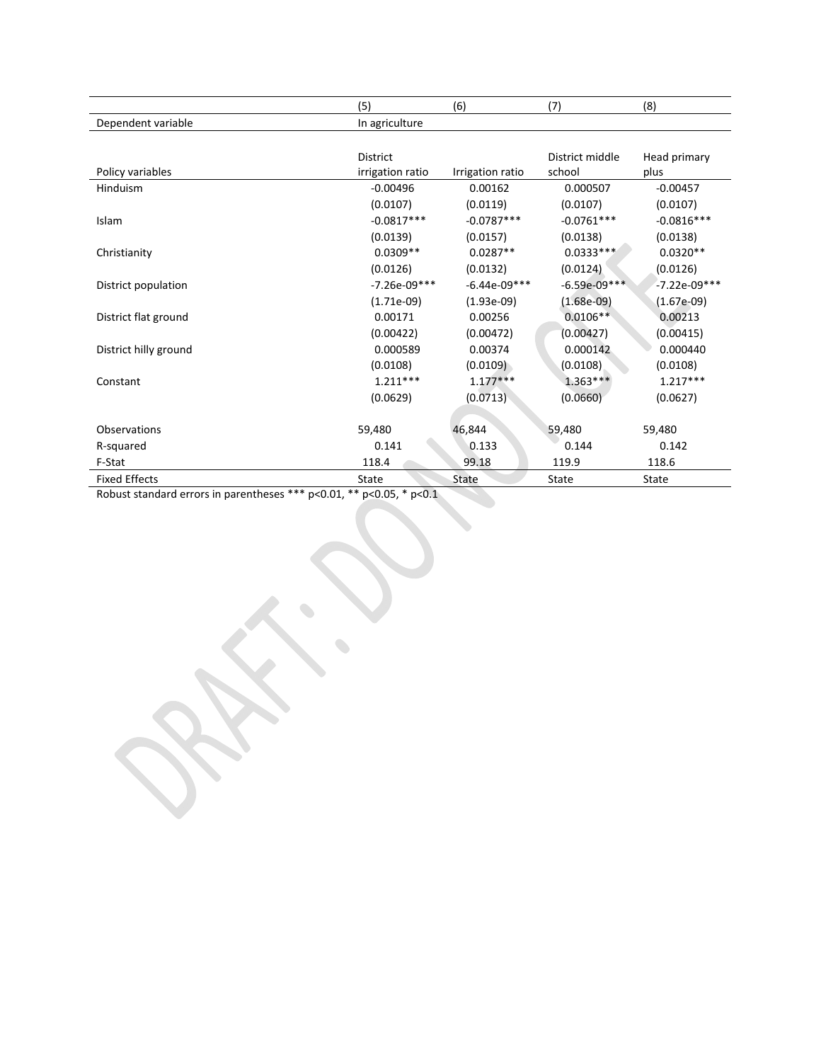| | (5) | (6) | (7) | (8) |
|---|---|---|---|---|
| Dependent variable | In agriculture | | | |
| Policy variables | District irrigation ratio | Irrigation ratio | District middle school | Head primary plus |
| Hinduism | -0.00496 | 0.00162 | 0.000507 | -0.00457 |
| | (0.0107) | (0.0119) | (0.0107) | (0.0107) |
| Islam | -0.0817*** | -0.0787*** | -0.0761*** | -0.0816*** |
| | (0.0139) | (0.0157) | (0.0138) | (0.0138) |
| Christianity | 0.0309** | 0.0287** | 0.0333*** | 0.0320** |
| | (0.0126) | (0.0132) | (0.0124) | (0.0126) |
| District population | -7.26e-09*** | -6.44e-09*** | -6.59e-09*** | -7.22e-09*** |
| | (1.71e-09) | (1.93e-09) | (1.68e-09) | (1.67e-09) |
| District flat ground | 0.00171 | 0.00256 | 0.0106** | 0.00213 |
| | (0.00422) | (0.00472) | (0.00427) | (0.00415) |
| District hilly ground | 0.000589 | 0.00374 | 0.000142 | 0.000440 |
| | (0.0108) | (0.0109) | (0.0108) | (0.0108) |
| Constant | 1.211*** | 1.177*** | 1.363*** | 1.217*** |
| | (0.0629) | (0.0713) | (0.0660) | (0.0627) |
| Observations | 59,480 | 46,844 | 59,480 | 59,480 |
| R-squared | 0.141 | 0.133 | 0.144 | 0.142 |
| F-Stat | 118.4 | 99.18 | 119.9 | 118.6 |
| Fixed Effects | State | State | State | State |

Robust standard errors in parentheses *** p<0.01, ** p<0.05, * p<0.1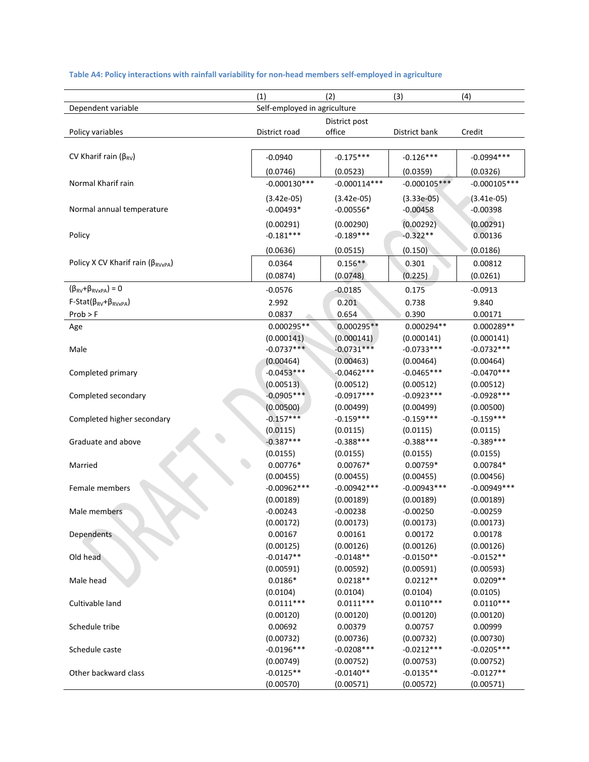**Table A4: Policy interactions with rainfall variability for non-head members self-employed in agriculture**

| | (1) | (2) | (3) | (4) |
|---|---|---|---|---|
| Dependent variable | Self-employed in agriculture | | | |
| Policy variables | District road | District post office | District bank | Credit |
| CV Kharif rain ($\beta_{RV}$) | -0.0940 | -0.175*** | -0.126*** | -0.0994*** |
| | (0.0746) | (0.0523) | (0.0359) | (0.0326) |
| Normal Kharif rain | -0.000130*** | -0.000114*** | -0.000105*** | -0.000105*** |
| | (3.42e-05) | (3.42e-05) | (3.33e-05) | (3.41e-05) |
| Normal annual temperature | -0.00493* | -0.00556* | -0.00458 | -0.00398 |
| | (0.00291) | (0.00290) | (0.00292) | (0.00291) |
| Policy | -0.181*** | -0.189*** | -0.322** | 0.00136 |
| | (0.0636) | (0.0515) | (0.150) | (0.0186) |
| Policy X CV Kharif rain ($\beta_{RVxPA}$) | 0.0364 | 0.156** | 0.301 | 0.00812 |
| | (0.0874) | (0.0748) | (0.225) | (0.0261) |
| ($\beta_{RV}$+$\beta_{RVxPA}$) = 0 | -0.0576 | -0.0185 | 0.175 | -0.0913 |
| F-Stat($\beta_{RV}$+$\beta_{RVxPA}$) | 2.992 | 0.201 | 0.738 | 9.840 |
| Prob > F | 0.0837 | 0.654 | 0.390 | 0.00171 |
| Age | 0.000295** | 0.000295** | 0.000294** | 0.000289** |
| | (0.000141) | (0.000141) | (0.000141) | (0.000141) |
| Male | -0.0737*** | -0.0731*** | -0.0733*** | -0.0732*** |
| | (0.00464) | (0.00463) | (0.00464) | (0.00464) |
| Completed primary | -0.0453*** | -0.0462*** | -0.0465*** | -0.0470*** |
| | (0.00513) | (0.00512) | (0.00512) | (0.00512) |
| Completed secondary | -0.0905*** | -0.0917*** | -0.0923*** | -0.0928*** |
| | (0.00500) | (0.00499) | (0.00499) | (0.00500) |
| Completed higher secondary | -0.157*** | -0.159*** | -0.159*** | -0.159*** |
| | (0.0115) | (0.0115) | (0.0115) | (0.0115) |
| Graduate and above | -0.387*** | -0.388*** | -0.388*** | -0.389*** |
| | (0.0155) | (0.0155) | (0.0155) | (0.0155) |
| Married | 0.00776* | 0.00767* | 0.00759* | 0.00784* |
| | (0.00455) | (0.00455) | (0.00455) | (0.00456) |
| Female members | -0.00962*** | -0.00942*** | -0.00943*** | -0.00949*** |
| | (0.00189) | (0.00189) | (0.00189) | (0.00189) |
| Male members | -0.00243 | -0.00238 | -0.00250 | -0.00259 |
| | (0.00172) | (0.00173) | (0.00173) | (0.00173) |
| Dependents | 0.00167 | 0.00161 | 0.00172 | 0.00178 |
| | (0.00125) | (0.00126) | (0.00126) | (0.00126) |
| Old head | -0.0147** | -0.0148** | -0.0150** | -0.0152** |
| | (0.00591) | (0.00592) | (0.00591) | (0.00593) |
| Male head | 0.0186* | 0.0218** | 0.0212** | 0.0209** |
| | (0.0104) | (0.0104) | (0.0104) | (0.0105) |
| Cultivable land | 0.0111*** | 0.0111*** | 0.0110*** | 0.0110*** |
| | (0.00120) | (0.00120) | (0.00120) | (0.00120) |
| Schedule tribe | 0.00692 | 0.00379 | 0.00757 | 0.00999 |
| | (0.00732) | (0.00736) | (0.00732) | (0.00730) |
| Schedule caste | -0.0196*** | -0.0208*** | -0.0212*** | -0.0205*** |
| | (0.00749) | (0.00752) | (0.00753) | (0.00752) |
| Other backward class | -0.0125** | -0.0140** | -0.0135** | -0.0127** |
| | (0.00570) | (0.00571) | (0.00572) | (0.00571) |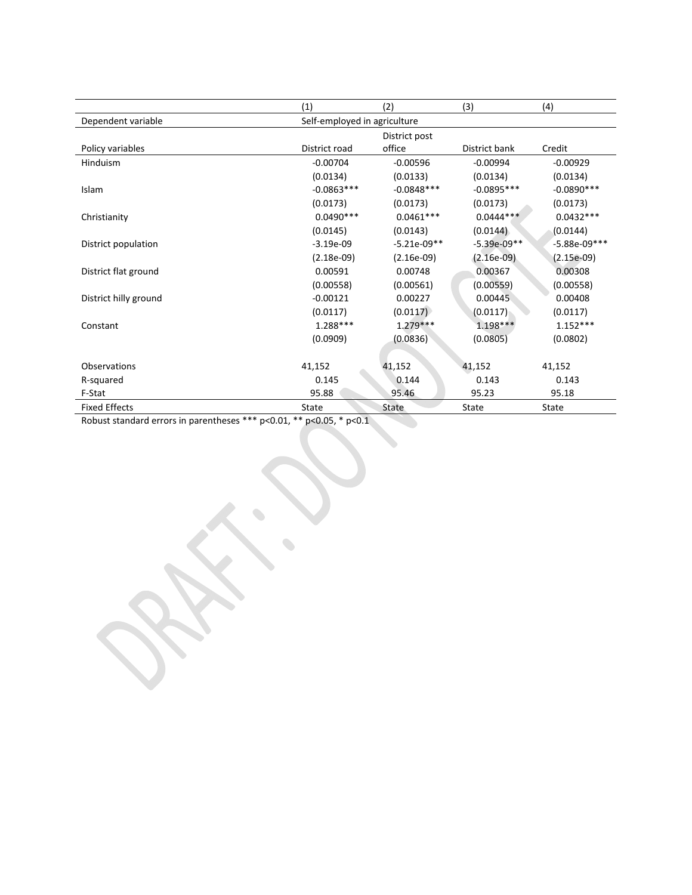| | (1) | (2) | (3) | (4) |
|---|---|---|---|---|
| Dependent variable | Self-employed in agriculture | | | |
| Policy variables | District road | District post office | District bank | Credit |
| Hinduism | -0.00704 | -0.00596 | -0.00994 | -0.00929 |
| | (0.0134) | (0.0133) | (0.0134) | (0.0134) |
| Islam | -0.0863*** | -0.0848*** | -0.0895*** | -0.0890*** |
| | (0.0173) | (0.0173) | (0.0173) | (0.0173) |
| Christianity | 0.0490*** | 0.0461*** | 0.0444*** | 0.0432*** |
| | (0.0145) | (0.0143) | (0.0144) | (0.0144) |
| District population | -3.19e-09 | -5.21e-09** | -5.39e-09** | -5.88e-09*** |
| | (2.18e-09) | (2.16e-09) | (2.16e-09) | (2.15e-09) |
| District flat ground | 0.00591 | 0.00748 | 0.00367 | 0.00308 |
| | (0.00558) | (0.00561) | (0.00559) | (0.00558) |
| District hilly ground | -0.00121 | 0.00227 | 0.00445 | 0.00408 |
| | (0.0117) | (0.0117) | (0.0117) | (0.0117) |
| Constant | 1.288*** | 1.279*** | 1.198*** | 1.152*** |
| | (0.0909) | (0.0836) | (0.0805) | (0.0802) |
| Observations | 41,152 | 41,152 | 41,152 | 41,152 |
| R-squared | 0.145 | 0.144 | 0.143 | 0.143 |
| F-Stat | 95.88 | 95.46 | 95.23 | 95.18 |
| Fixed Effects | State | State | State | State |

Robust standard errors in parentheses *** p<0.01, ** p<0.05, * p<0.1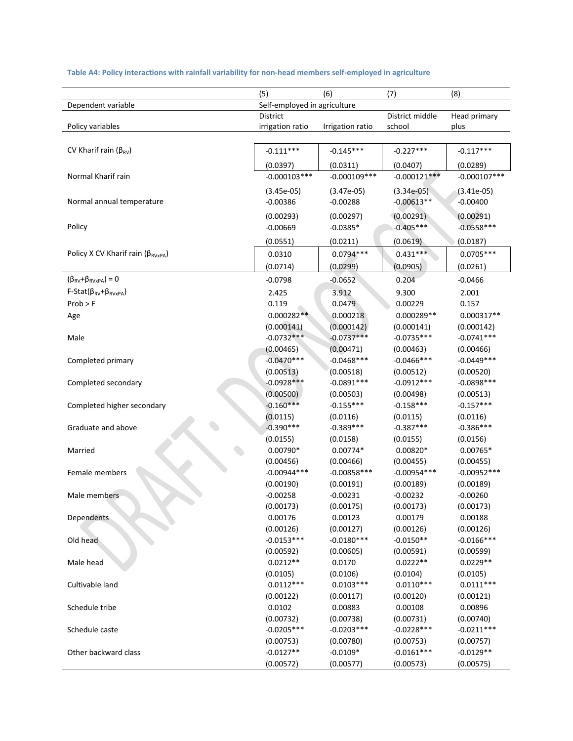**Table A4: Policy interactions with rainfall variability for non-head members self-employed in agriculture**

| | (5) | (6) | (7) | (8) |
|---|---|---|---|---|
| Dependent variable | Self-employed in agriculture | | | |
| Policy variables | District irrigation ratio | Irrigation ratio | District middle school | Head primary plus |
| CV Kharif rain ($\beta_{RV}$) | -0.111*** | -0.145*** | -0.227*** | -0.117*** |
| | (0.0397) | (0.0311) | (0.0407) | (0.0289) |
| Normal Kharif rain | -0.000103*** | -0.000109*** | -0.000121*** | -0.000107*** |
| | (3.45e-05) | (3.47e-05) | (3.34e-05) | (3.41e-05) |
| Normal annual temperature | -0.00386 | -0.00288 | -0.00613** | -0.00400 |
| | (0.00293) | (0.00297) | (0.00291) | (0.00291) |
| Policy | -0.00669 | -0.0385* | -0.405*** | -0.0558*** |
| | (0.0551) | (0.0211) | (0.0619) | (0.0187) |
| Policy X CV Kharif rain ($\beta_{RVxPA}$) | 0.0310 | 0.0794*** | 0.431*** | 0.0705*** |
| | (0.0714) | (0.0299) | (0.0905) | (0.0261) |
| ($\beta_{RV}$+$\beta_{RVxPA}$) = 0 | -0.0798 | -0.0652 | 0.204 | -0.0466 |
| F-Stat($\beta_{RV}$+$\beta_{RVxPA}$) | 2.425 | 3.912 | 9.300 | 2.001 |
| Prob > F | 0.119 | 0.0479 | 0.00229 | 0.157 |
| Age | 0.000282** | 0.000218 | 0.000289** | 0.000317** |
| | (0.000141) | (0.000142) | (0.000141) | (0.000142) |
| Male | -0.0732*** | -0.0737*** | -0.0735*** | -0.0741*** |
| | (0.00465) | (0.00471) | (0.00463) | (0.00466) |
| Completed primary | -0.0470*** | -0.0468*** | -0.0466*** | -0.0449*** |
| | (0.00513) | (0.00518) | (0.00512) | (0.00520) |
| Completed secondary | -0.0928*** | -0.0891*** | -0.0912*** | -0.0898*** |
| | (0.00500) | (0.00503) | (0.00498) | (0.00513) |
| Completed higher secondary | -0.160*** | -0.155*** | -0.158*** | -0.157*** |
| | (0.0115) | (0.0116) | (0.0115) | (0.0116) |
| Graduate and above | -0.390*** | -0.389*** | -0.387*** | -0.386*** |
| | (0.0155) | (0.0158) | (0.0155) | (0.0156) |
| Married | 0.00790* | 0.00774* | 0.00820* | 0.00765* |
| | (0.00456) | (0.00466) | (0.00455) | (0.00455) |
| Female members | -0.00944*** | -0.00858*** | -0.00954*** | -0.00952*** |
| | (0.00190) | (0.00191) | (0.00189) | (0.00189) |
| Male members | -0.00258 | -0.00231 | -0.00232 | -0.00260 |
| | (0.00173) | (0.00175) | (0.00173) | (0.00173) |
| Dependents | 0.00176 | 0.00123 | 0.00179 | 0.00188 |
| | (0.00126) | (0.00127) | (0.00126) | (0.00126) |
| Old head | -0.0153*** | -0.0180*** | -0.0150** | -0.0166*** |
| | (0.00592) | (0.00605) | (0.00591) | (0.00599) |
| Male head | 0.0212** | 0.0170 | 0.0222** | 0.0229** |
| | (0.0105) | (0.0106) | (0.0104) | (0.0105) |
| Cultivable land | 0.0112*** | 0.0103*** | 0.0110*** | 0.0111*** |
| | (0.00122) | (0.00117) | (0.00120) | (0.00121) |
| Schedule tribe | 0.0102 | 0.00883 | 0.00108 | 0.00896 |
| | (0.00732) | (0.00738) | (0.00731) | (0.00740) |
| Schedule caste | -0.0205*** | -0.0203*** | -0.0228*** | -0.0211*** |
| | (0.00753) | (0.00780) | (0.00753) | (0.00757) |
| Other backward class | -0.0127** | -0.0109* | -0.0161*** | -0.0129** |
| | (0.00572) | (0.00577) | (0.00573) | (0.00575) |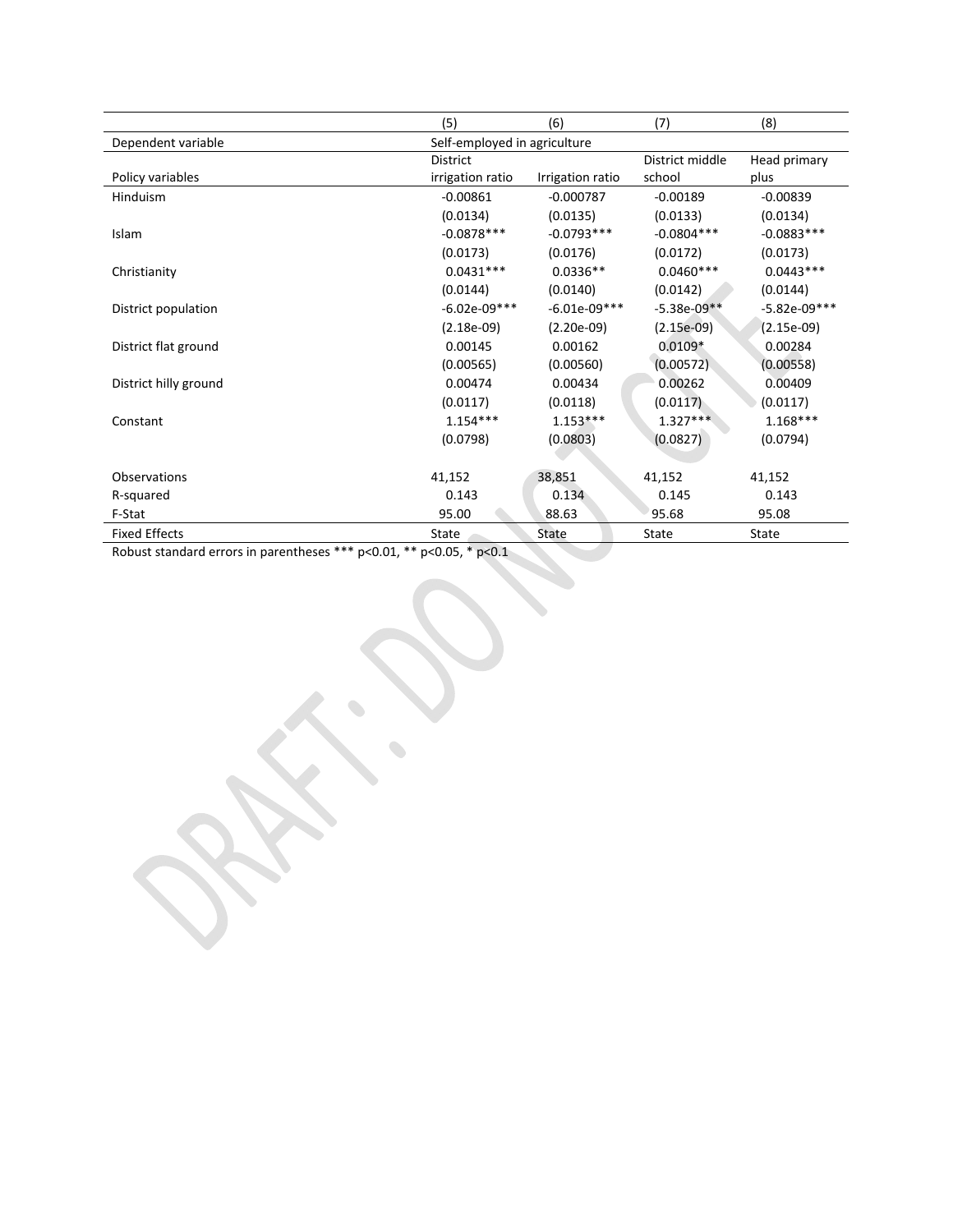| | (5) | (6) | (7) | (8) |
|---|---|---|---|---|
| Dependent variable | Self-employed in agriculture | | | |
| Policy variables | District irrigation ratio | Irrigation ratio | District middle school | Head primary plus |
| Hinduism | -0.00861 | -0.000787 | -0.00189 | -0.00839 |
| | (0.0134) | (0.0135) | (0.0133) | (0.0134) |
| Islam | -0.0878*** | -0.0793*** | -0.0804*** | -0.0883*** |
| | (0.0173) | (0.0176) | (0.0172) | (0.0173) |
| Christianity | 0.0431*** | 0.0336** | 0.0460*** | 0.0443*** |
| | (0.0144) | (0.0140) | (0.0142) | (0.0144) |
| District population | -6.02e-09*** | -6.01e-09*** | -5.38e-09** | -5.82e-09*** |
| | (2.18e-09) | (2.20e-09) | (2.15e-09) | (2.15e-09) |
| District flat ground | 0.00145 | 0.00162 | 0.0109* | 0.00284 |
| | (0.00565) | (0.00560) | (0.00572) | (0.00558) |
| District hilly ground | 0.00474 | 0.00434 | 0.00262 | 0.00409 |
| | (0.0117) | (0.0118) | (0.0117) | (0.0117) |
| Constant | 1.154*** | 1.153*** | 1.327*** | 1.168*** |
| | (0.0798) | (0.0803) | (0.0827) | (0.0794) |
| | | | | |
| Observations | 41,152 | 38,851 | 41,152 | 41,152 |
| R-squared | 0.143 | 0.134 | 0.145 | 0.143 |
| F-Stat | 95.00 | 88.63 | 95.68 | 95.08 |
| Fixed Effects | State | State | State | State |

Robust standard errors in parentheses *** p<0.01, ** p<0.05, * p<0.1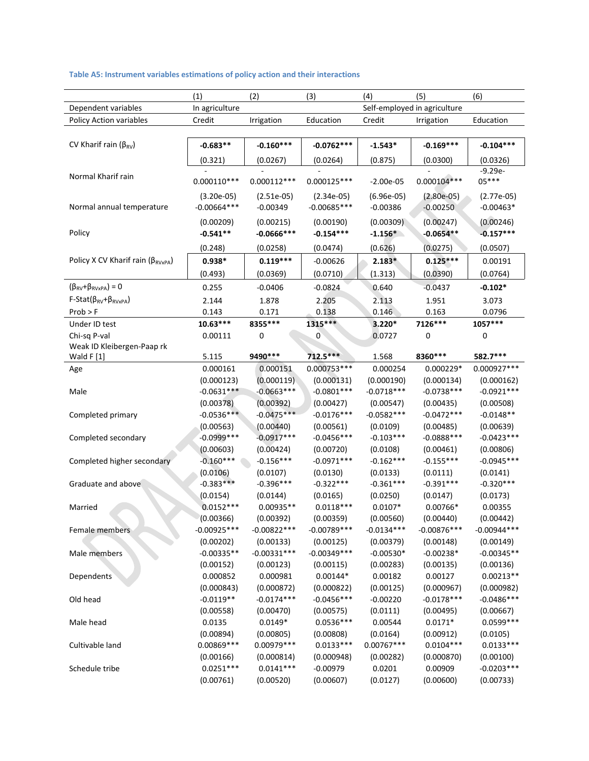**Table A5: Instrument variables estimations of policy action and their interactions**

| | (1) | (2) | (3) | (4) | (5) | (6) |
|---|---|---|---|---|---|---|
| Dependent variables | In agriculture | | | Self-employed in agriculture | | |
| Policy Action variables | Credit | Irrigation | Education | Credit | Irrigation | Education |
| CV Kharif rain ($\beta_{RV}$) | **-0.683**** | **-0.160***** | **-0.0762***** | **-1.543*** | **-0.169***** | **-0.104***** |
| | (0.321) | (0.0267) | (0.0264) | (0.875) | (0.0300) | (0.0326) |
| Normal Kharif rain | -0.000110*** | -0.000112*** | -0.000125*** | -2.00e-05 | -0.000104*** | -9.29e-05*** |
| | (3.20e-05) | (2.51e-05) | (2.34e-05) | (6.96e-05) | (2.80e-05) | (2.77e-05) |
| Normal annual temperature | -0.00664*** | -0.00349 | -0.00685*** | -0.00386 | -0.00250 | -0.00463* |
| | (0.00209) | (0.00215) | (0.00190) | (0.00309) | (0.00247) | (0.00246) |
| Policy | **-0.541**** | **-0.0666***** | **-0.154***** | **-1.156*** | **-0.0654**** | **-0.157***** |
| | (0.248) | (0.0258) | (0.0474) | (0.626) | (0.0275) | (0.0507) |
| Policy X CV Kharif rain ($\beta_{RVxPA}$) | **0.938*** | **0.119***** | -0.00626 | **2.183*** | **0.125***** | 0.00191 |
| | (0.493) | (0.0369) | (0.0710) | (1.313) | (0.0390) | (0.0764) |
| ($\beta_{RV}$+$\beta_{RVxPA}$) = 0 | 0.255 | -0.0406 | -0.0824 | 0.640 | -0.0437 | **-0.102*** |
| F-Stat($\beta_{RV}$+$\beta_{RVxPA}$) | 2.144 | 1.878 | 2.205 | 2.113 | 1.951 | 3.073 |
| Prob > F | 0.143 | 0.171 | 0.138 | 0.146 | 0.163 | 0.0796 |
| Under ID test | **10.63***** | **8355***** | **1315***** | **3.220*** | **7126***** | **1057***** |
| Chi-sq P-val | 0.00111 | 0 | 0 | 0.0727 | 0 | 0 |
| Weak ID Kleibergen-Paap rk Wald F [1] | 5.115 | **9490***** | **712.5***** | 1.568 | **8360***** | **582.7***** |
| Age | 0.000161 | 0.000151 | 0.000753*** | 0.000254 | 0.000229* | 0.000927*** |
| | (0.000123) | (0.000119) | (0.000131) | (0.000190) | (0.000134) | (0.000162) |
| Male | -0.0631*** | -0.0663*** | -0.0801*** | -0.0718*** | -0.0738*** | -0.0921*** |
| | (0.00378) | (0.00392) | (0.00427) | (0.00547) | (0.00435) | (0.00508) |
| Completed primary | -0.0536*** | -0.0475*** | -0.0176*** | -0.0582*** | -0.0472*** | -0.0148** |
| | (0.00563) | (0.00440) | (0.00561) | (0.0109) | (0.00485) | (0.00639) |
| Completed secondary | -0.0999*** | -0.0917*** | -0.0456*** | -0.103*** | -0.0888*** | -0.0423*** |
| | (0.00603) | (0.00424) | (0.00720) | (0.0108) | (0.00461) | (0.00806) |
| Completed higher secondary | -0.160*** | -0.156*** | -0.0971*** | -0.162*** | -0.155*** | -0.0945*** |
| | (0.0106) | (0.0107) | (0.0130) | (0.0133) | (0.0111) | (0.0141) |
| Graduate and above | -0.383*** | -0.396*** | -0.322*** | -0.361*** | -0.391*** | -0.320*** |
| | (0.0154) | (0.0144) | (0.0165) | (0.0250) | (0.0147) | (0.0173) |
| Married | 0.0152*** | 0.00935** | 0.0118*** | 0.0107* | 0.00766* | 0.00355 |
| | (0.00366) | (0.00392) | (0.00359) | (0.00560) | (0.00440) | (0.00442) |
| Female members | -0.00925*** | -0.00822*** | -0.00789*** | -0.0134*** | -0.00876*** | -0.00944*** |
| | (0.00202) | (0.00133) | (0.00125) | (0.00379) | (0.00148) | (0.00149) |
| Male members | -0.00335** | -0.00331*** | -0.00349*** | -0.00530* | -0.00238* | -0.00345** |
| | (0.00152) | (0.00123) | (0.00115) | (0.00283) | (0.00135) | (0.00136) |
| Dependents | 0.000852 | 0.000981 | 0.00144* | 0.00182 | 0.00127 | 0.00213** |
| | (0.000843) | (0.000872) | (0.000822) | (0.00125) | (0.000967) | (0.000982) |
| Old head | -0.0119** | -0.0174*** | -0.0456*** | -0.00220 | -0.0178*** | -0.0486*** |
| | (0.00558) | (0.00470) | (0.00575) | (0.0111) | (0.00495) | (0.00667) |
| Male head | 0.0135 | 0.0149* | 0.0536*** | 0.00544 | 0.0171* | 0.0599*** |
| | (0.00894) | (0.00805) | (0.00808) | (0.0164) | (0.00912) | (0.0105) |
| Cultivable land | 0.00869*** | 0.00979*** | 0.0133*** | 0.00767*** | 0.0104*** | 0.0133*** |
| | (0.00166) | (0.000814) | (0.000948) | (0.00282) | (0.000870) | (0.00100) |
| Schedule tribe | 0.0251*** | 0.0141*** | -0.00979 | 0.0201 | 0.00909 | -0.0203*** |
| | (0.00761) | (0.00520) | (0.00607) | (0.0127) | (0.00600) | (0.00733) |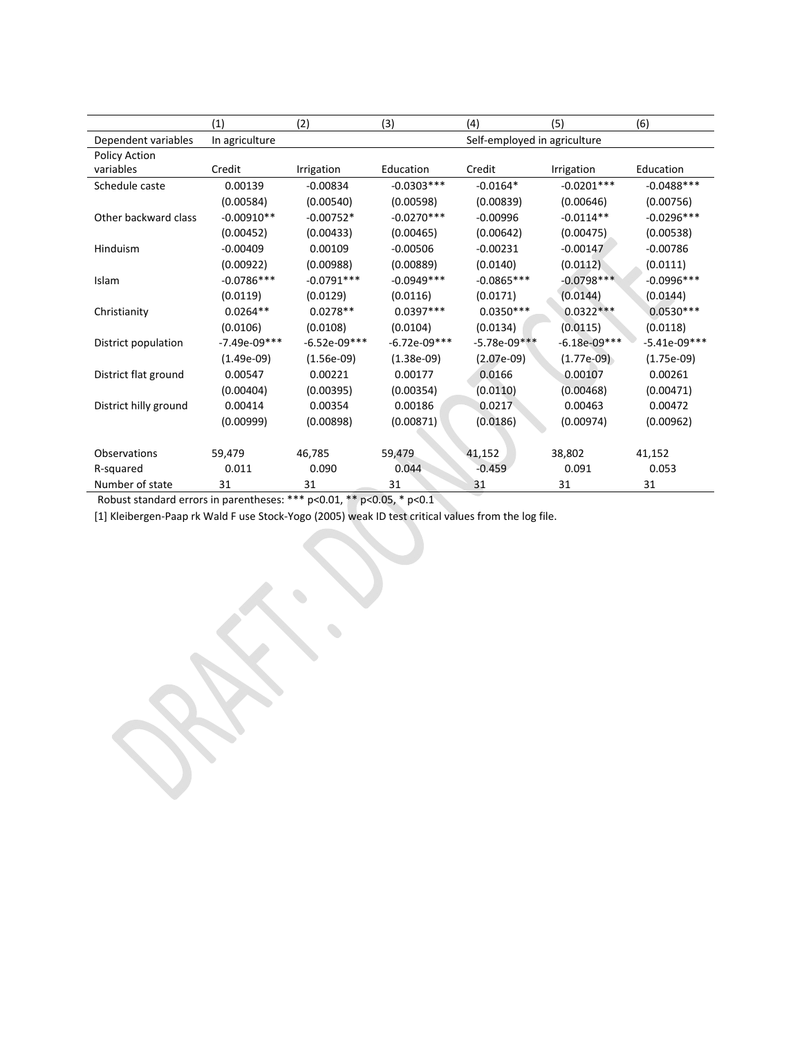|  | (1) | (2) | (3) | (4) | (5) | (6) |
|---|---|---|---|---|---|---|
| Dependent variables | In agriculture |  |  | Self-employed in agriculture |  |  |
| Policy Action variables | Credit | Irrigation | Education | Credit | Irrigation | Education |
| Schedule caste | 0.00139 | -0.00834 | -0.0303*** | -0.0164* | -0.0201*** | -0.0488*** |
|  | (0.00584) | (0.00540) | (0.00598) | (0.00839) | (0.00646) | (0.00756) |
| Other backward class | -0.00910** | -0.00752* | -0.0270*** | -0.00996 | -0.0114** | -0.0296*** |
|  | (0.00452) | (0.00433) | (0.00465) | (0.00642) | (0.00475) | (0.00538) |
| Hinduism | -0.00409 | 0.00109 | -0.00506 | -0.00231 | -0.00147 | -0.00786 |
|  | (0.00922) | (0.00988) | (0.00889) | (0.0140) | (0.0112) | (0.0111) |
| Islam | -0.0786*** | -0.0791*** | -0.0949*** | -0.0865*** | -0.0798*** | -0.0996*** |
|  | (0.0119) | (0.0129) | (0.0116) | (0.0171) | (0.0144) | (0.0144) |
| Christianity | 0.0264** | 0.0278** | 0.0397*** | 0.0350*** | 0.0322*** | 0.0530*** |
|  | (0.0106) | (0.0108) | (0.0104) | (0.0134) | (0.0115) | (0.0118) |
| District population | -7.49e-09*** | -6.52e-09*** | -6.72e-09*** | -5.78e-09*** | -6.18e-09*** | -5.41e-09*** |
|  | (1.49e-09) | (1.56e-09) | (1.38e-09) | (2.07e-09) | (1.77e-09) | (1.75e-09) |
| District flat ground | 0.00547 | 0.00221 | 0.00177 | 0.0166 | 0.00107 | 0.00261 |
|  | (0.00404) | (0.00395) | (0.00354) | (0.0110) | (0.00468) | (0.00471) |
| District hilly ground | 0.00414 | 0.00354 | 0.00186 | 0.0217 | 0.00463 | 0.00472 |
|  | (0.00999) | (0.00898) | (0.00871) | (0.0186) | (0.00974) | (0.00962) |
| Observations | 59,479 | 46,785 | 59,479 | 41,152 | 38,802 | 41,152 |
| R-squared | 0.011 | 0.090 | 0.044 | -0.459 | 0.091 | 0.053 |
| Number of state | 31 | 31 | 31 | 31 | 31 | 31 |

Robust standard errors in parentheses: *** p<0.01, ** p<0.05, * p<0.1

[1] Kleibergen-Paap rk Wald F use Stock-Yogo (2005) weak ID test critical values from the log file.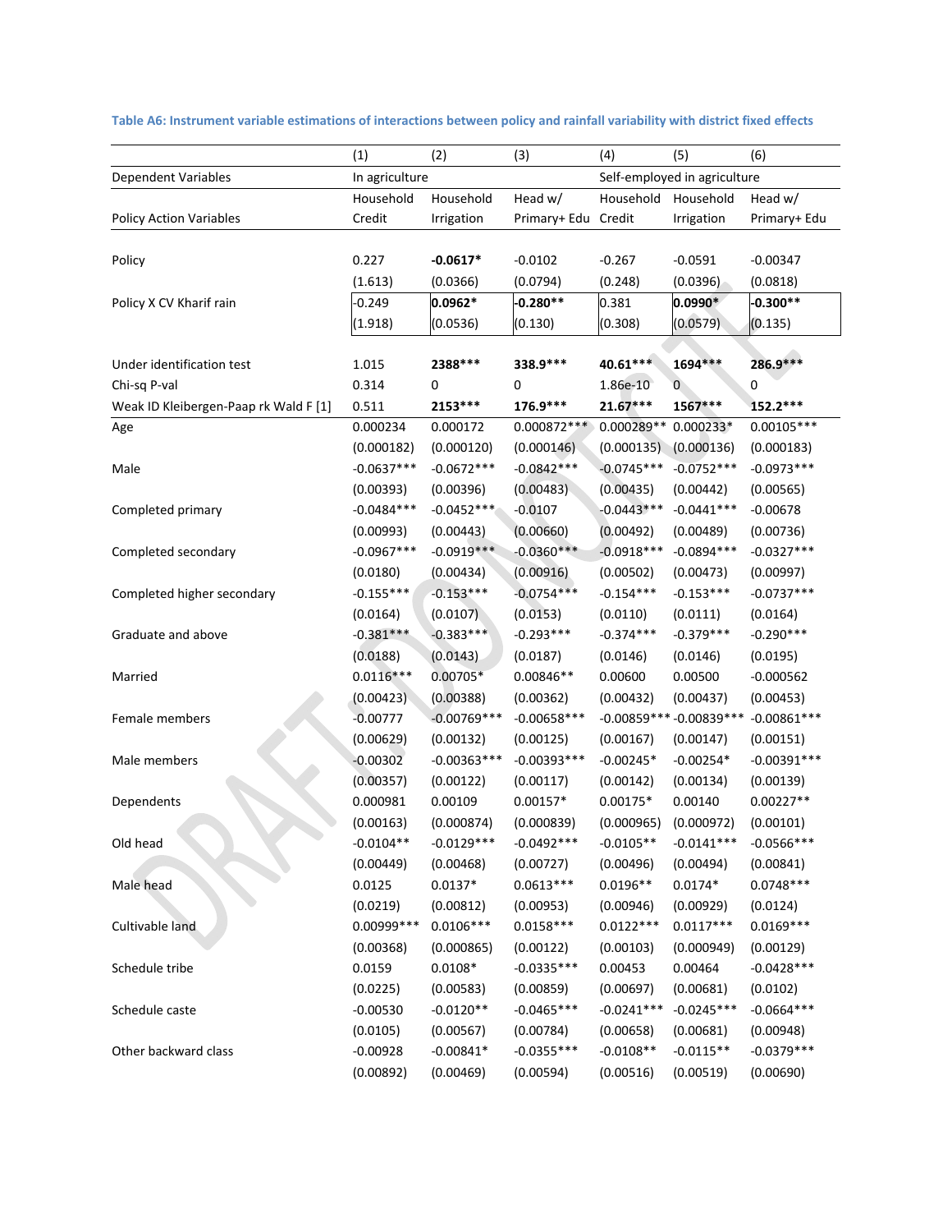**Table A6: Instrument variable estimations of interactions between policy and rainfall variability with district fixed effects**

| | (1) | (2) | (3) | (4) | (5) | (6) |
|---|---|---|---|---|---|---|
| Dependent Variables | In agriculture | | | Self-employed in agriculture | | |
| Policy Action Variables | Household Credit | Household Irrigation | Head w/ Primary+ Edu | Household Credit | Household Irrigation | Head w/ Primary+ Edu |
| Policy | 0.227 | **-0.0617*** | -0.0102 | -0.267 | -0.0591 | -0.00347 |
| | (1.613) | (0.0366) | (0.0794) | (0.248) | (0.0396) | (0.0818) |
| Policy X CV Kharif rain | -0.249 | **0.0962*** | **-0.280**** | 0.381 | **0.0990*** | **-0.300**** |
| | (1.918) | (0.0536) | (0.130) | (0.308) | (0.0579) | (0.135) |
| Under identification test | 1.015 | **2388***** | **338.9***** | **40.61***** | **1694***** | **286.9***** |
| Chi-sq P-val | 0.314 | 0 | 0 | 1.86e-10 | 0 | 0 |
| Weak ID Kleibergen-Paap rk Wald F [1] | 0.511 | **2153***** | **176.9***** | **21.67***** | **1567***** | **152.2***** |
| Age | 0.000234 | 0.000172 | 0.000872*** | 0.000289** | 0.000233* | 0.00105*** |
| | (0.000182) | (0.000120) | (0.000146) | (0.000135) | (0.000136) | (0.000183) |
| Male | -0.0637*** | -0.0672*** | -0.0842*** | -0.0745*** | -0.0752*** | -0.0973*** |
| | (0.00393) | (0.00396) | (0.00483) | (0.00435) | (0.00442) | (0.00565) |
| Completed primary | -0.0484*** | -0.0452*** | -0.0107 | -0.0443*** | -0.0441*** | -0.00678 |
| | (0.00993) | (0.00443) | (0.00660) | (0.00492) | (0.00489) | (0.00736) |
| Completed secondary | -0.0967*** | -0.0919*** | -0.0360*** | -0.0918*** | -0.0894*** | -0.0327*** |
| | (0.0180) | (0.00434) | (0.00916) | (0.00502) | (0.00473) | (0.00997) |
| Completed higher secondary | -0.155*** | -0.153*** | -0.0754*** | -0.154*** | -0.153*** | -0.0737*** |
| | (0.0164) | (0.0107) | (0.0153) | (0.0110) | (0.0111) | (0.0164) |
| Graduate and above | -0.381*** | -0.383*** | -0.293*** | -0.374*** | -0.379*** | -0.290*** |
| | (0.0188) | (0.0143) | (0.0187) | (0.0146) | (0.0146) | (0.0195) |
| Married | 0.0116*** | 0.00705* | 0.00846** | 0.00600 | 0.00500 | -0.000562 |
| | (0.00423) | (0.00388) | (0.00362) | (0.00432) | (0.00437) | (0.00453) |
| Female members | -0.00777 | -0.00769*** | -0.00658*** | -0.00859*** | -0.00839*** | -0.00861*** |
| | (0.00629) | (0.00132) | (0.00125) | (0.00167) | (0.00147) | (0.00151) |
| Male members | -0.00302 | -0.00363*** | -0.00393*** | -0.00245* | -0.00254* | -0.00391*** |
| | (0.00357) | (0.00122) | (0.00117) | (0.00142) | (0.00134) | (0.00139) |
| Dependents | 0.000981 | 0.00109 | 0.00157* | 0.00175* | 0.00140 | 0.00227** |
| | (0.00163) | (0.000874) | (0.000839) | (0.000965) | (0.000972) | (0.00101) |
| Old head | -0.0104** | -0.0129*** | -0.0492*** | -0.0105** | -0.0141*** | -0.0566*** |
| | (0.00449) | (0.00468) | (0.00727) | (0.00496) | (0.00494) | (0.00841) |
| Male head | 0.0125 | 0.0137* | 0.0613*** | 0.0196** | 0.0174* | 0.0748*** |
| | (0.0219) | (0.00812) | (0.00953) | (0.00946) | (0.00929) | (0.0124) |
| Cultivable land | 0.00999*** | 0.0106*** | 0.0158*** | 0.0122*** | 0.0117*** | 0.0169*** |
| | (0.00368) | (0.000865) | (0.00122) | (0.00103) | (0.000949) | (0.00129) |
| Schedule tribe | 0.0159 | 0.0108* | -0.0335*** | 0.00453 | 0.00464 | -0.0428*** |
| | (0.0225) | (0.00583) | (0.00859) | (0.00697) | (0.00681) | (0.0102) |
| Schedule caste | -0.00530 | -0.0120** | -0.0465*** | -0.0241*** | -0.0245*** | -0.0664*** |
| | (0.0105) | (0.00567) | (0.00784) | (0.00658) | (0.00681) | (0.00948) |
| Other backward class | -0.00928 | -0.00841* | -0.0355*** | -0.0108** | -0.0115** | -0.0379*** |
| | (0.00892) | (0.00469) | (0.00594) | (0.00516) | (0.00519) | (0.00690) |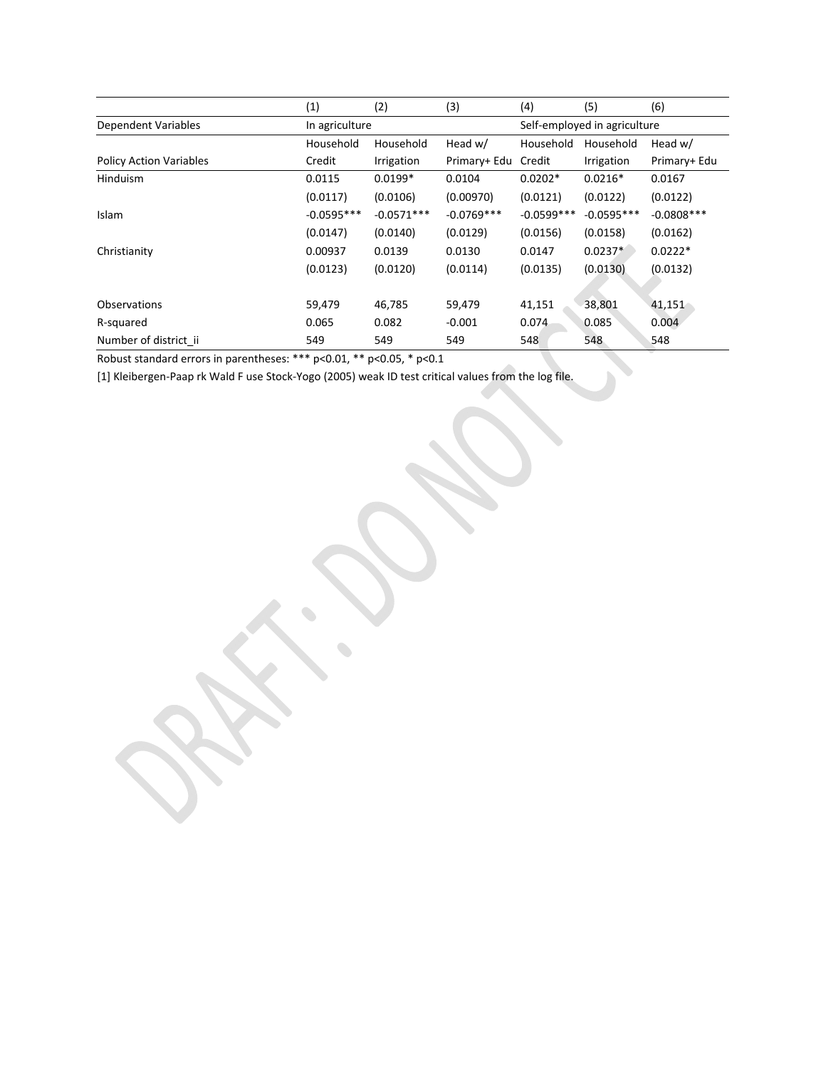| | (1) | (2) | (3) | (4) | (5) | (6) |
|---|---|---|---|---|---|---|
| Dependent Variables | In agriculture | | | Self-employed in agriculture | | |
| Policy Action Variables | Household Credit | Household Irrigation | Head w/ Primary+ Edu | Household Credit | Household Irrigation | Head w/ Primary+ Edu |
| Hinduism | 0.0115 | 0.0199* | 0.0104 | 0.0202* | 0.0216* | 0.0167 |
| | (0.0117) | (0.0106) | (0.00970) | (0.0121) | (0.0122) | (0.0122) |
| Islam | -0.0595*** | -0.0571*** | -0.0769*** | -0.0599*** | -0.0595*** | -0.0808*** |
| | (0.0147) | (0.0140) | (0.0129) | (0.0156) | (0.0158) | (0.0162) |
| Christianity | 0.00937 | 0.0139 | 0.0130 | 0.0147 | 0.0237* | 0.0222* |
| | (0.0123) | (0.0120) | (0.0114) | (0.0135) | (0.0130) | (0.0132) |
| Observations | 59,479 | 46,785 | 59,479 | 41,151 | 38,801 | 41,151 |
| R-squared | 0.065 | 0.082 | -0.001 | 0.074 | 0.085 | 0.004 |
| Number of district_ii | 549 | 549 | 549 | 548 | 548 | 548 |

Robust standard errors in parentheses: *** p<0.01, ** p<0.05, * p<0.1

[1] Kleibergen-Paap rk Wald F use Stock-Yogo (2005) weak ID test critical values from the log file.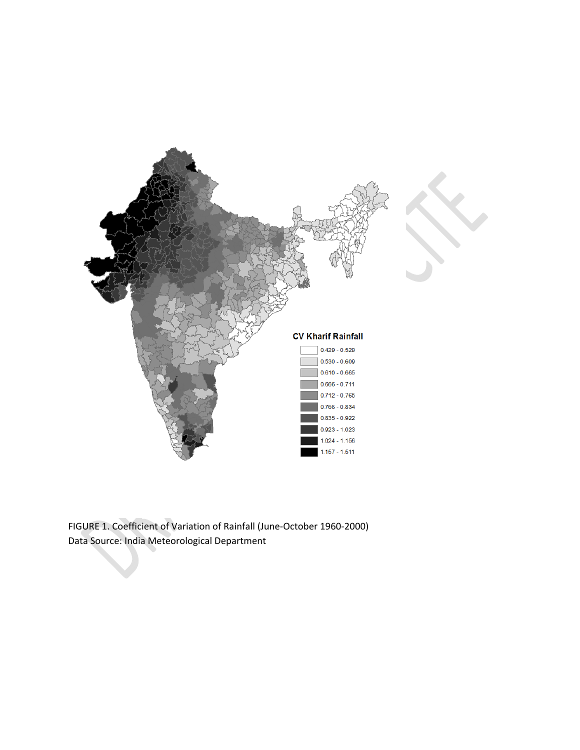CV Kharif Rainfall

0.429 - 0.529

0.530 - 0.609

0.610 - 0.665

0.666 - 0.711

0.712 - 0.765

0.766 - 0.834

0.835 - 0.922

0.923 - 1.023

1.024 - 1.156

1.157 - 1.511

FIGURE 1. Coefficient of Variation of Rainfall (June-October 1960-2000)
Data Source: India Meteorological Department